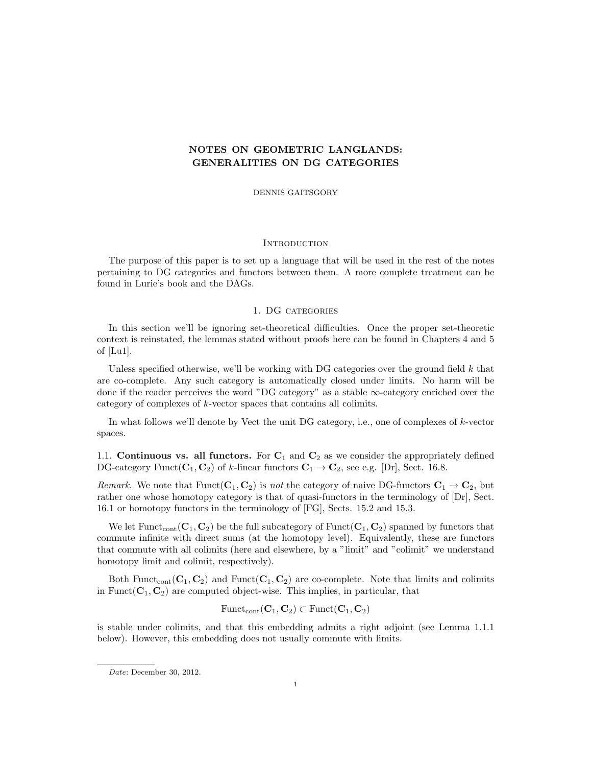# NOTES ON GEOMETRIC LANGLANDS: GENERALITIES ON DG CATEGORIES

DENNIS GAITSGORY

## Introduction

The purpose of this paper is to set up a language that will be used in the rest of the notes pertaining to DG categories and functors between them. A more complete treatment can be found in Lurie's book and the DAGs.

## 1. DG categories

In this section we'll be ignoring set-theoretical difficulties. Once the proper set-theoretic context is reinstated, the lemmas stated without proofs here can be found in Chapters 4 and 5 of [Lu1].

Unless specified otherwise, we'll be working with DG categories over the ground field $k$ that are co-complete. Any such category is automatically closed under limits. No harm will be done if the reader perceives the word "DG category" as a stable $\infty$-category enriched over the category of complexes of $k$-vector spaces that contains all colimits.

In what follows we'll denote by Vect the unit DG category, i.e., one of complexes of $k$-vector spaces.

1.1. **Continuous vs. all functors.** For $\mathbf{C}_1$ and $\mathbf{C}_2$ as we consider the appropriately defined DG-category $\mathrm{Funct}(\mathbf{C}_1, \mathbf{C}_2)$ of $k$-linear functors $\mathbf{C}_1 \to \mathbf{C}_2$, see e.g. [Dr], Sect. 16.8.

*Remark.* We note that $\mathrm{Funct}(\mathbf{C}_1, \mathbf{C}_2)$ is *not* the category of naive DG-functors $\mathbf{C}_1 \to \mathbf{C}_2$, but rather one whose homotopy category is that of quasi-functors in the terminology of [Dr], Sect. 16.1 or homotopy functors in the terminology of [FG], Sects. 15.2 and 15.3.

We let $\mathrm{Funct}_{\mathrm{cont}}(\mathbf{C}_1, \mathbf{C}_2)$ be the full subcategory of $\mathrm{Funct}(\mathbf{C}_1, \mathbf{C}_2)$ spanned by functors that commute infinite with direct sums (at the homotopy level). Equivalently, these are functors that commute with all colimits (here and elsewhere, by a "limit" and "colimit" we understand homotopy limit and colimit, respectively).

Both $\mathrm{Funct}_{\mathrm{cont}}(\mathbf{C}_1, \mathbf{C}_2)$ and $\mathrm{Funct}(\mathbf{C}_1, \mathbf{C}_2)$ are co-complete. Note that limits and colimits in $\mathrm{Funct}(\mathbf{C}_1, \mathbf{C}_2)$ are computed object-wise. This implies, in particular, that

$$\mathrm{Funct}_{\mathrm{cont}}(\mathbf{C}_1, \mathbf{C}_2) \subset \mathrm{Funct}(\mathbf{C}_1, \mathbf{C}_2)$$

is stable under colimits, and that this embedding admits a right adjoint (see Lemma 1.1.1 below). However, this embedding does not usually commute with limits.

*Date*: December 30, 2012.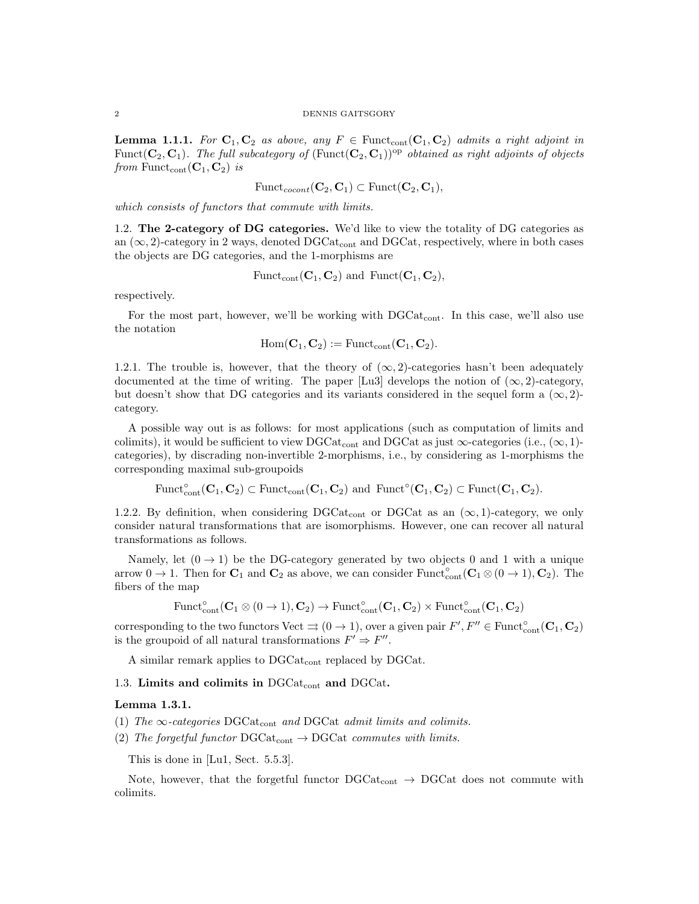**Lemma 1.1.1.** *For $\mathbf{C}_1, \mathbf{C}_2$ as above, any $F \in \text{Funct}_{\text{cont}}(\mathbf{C}_1, \mathbf{C}_2)$ admits a right adjoint in* $\text{Funct}(\mathbf{C}_2, \mathbf{C}_1)$. *The full subcategory of* $(\text{Funct}(\mathbf{C}_2, \mathbf{C}_1))^{\text{op}}$ *obtained as right adjoints of objects from* $\text{Funct}_{\text{cont}}(\mathbf{C}_1, \mathbf{C}_2)$ *is*

$$\text{Funct}_{cocont}(\mathbf{C}_2, \mathbf{C}_1) \subset \text{Funct}(\mathbf{C}_2, \mathbf{C}_1),$$

*which consists of functors that commute with limits.*

## 1.2. The 2-category of DG categories.

We'd like to view the totality of DG categories as an $(\infty, 2)$-category in 2 ways, denoted $\text{DGCat}_{\text{cont}}$ and $\text{DGCat}$, respectively, where in both cases the objects are DG categories, and the 1-morphisms are

$$\text{Funct}_{\text{cont}}(\mathbf{C}_1, \mathbf{C}_2) \text{ and } \text{Funct}(\mathbf{C}_1, \mathbf{C}_2),$$

respectively.

For the most part, however, we'll be working with $\text{DGCat}_{\text{cont}}$. In this case, we'll also use the notation

$$\text{Hom}(\mathbf{C}_1, \mathbf{C}_2) := \text{Funct}_{\text{cont}}(\mathbf{C}_1, \mathbf{C}_2).$$

1.2.1. The trouble is, however, that the theory of $(\infty, 2)$-categories hasn't been adequately documented at the time of writing. The paper [Lu3] develops the notion of $(\infty, 2)$-category, but doesn't show that DG categories and its variants considered in the sequel form a $(\infty, 2)$-category.

A possible way out is as follows: for most applications (such as computation of limits and colimits), it would be sufficient to view $\text{DGCat}_{\text{cont}}$ and $\text{DGCat}$ as just $\infty$-categories (i.e., $(\infty, 1)$-categories), by discrading non-invertible 2-morphisms, i.e., by considering as 1-morphisms the corresponding maximal sub-groupoids

$$\text{Funct}^{\circ}_{\text{cont}}(\mathbf{C}_1, \mathbf{C}_2) \subset \text{Funct}_{\text{cont}}(\mathbf{C}_1, \mathbf{C}_2) \text{ and } \text{Funct}^{\circ}(\mathbf{C}_1, \mathbf{C}_2) \subset \text{Funct}(\mathbf{C}_1, \mathbf{C}_2).$$

1.2.2. By definition, when considering $\text{DGCat}_{\text{cont}}$ or $\text{DGCat}$ as an $(\infty, 1)$-category, we only consider natural transformations that are isomorphisms. However, one can recover all natural transformations as follows.

Namely, let $(0 \to 1)$ be the DG-category generated by two objects 0 and 1 with a unique arrow $0 \to 1$. Then for $\mathbf{C}_1$ and $\mathbf{C}_2$ as above, we can consider $\text{Funct}^{\circ}_{\text{cont}}(\mathbf{C}_1 \otimes (0 \to 1), \mathbf{C}_2)$. The fibers of the map

$$\text{Funct}^{\circ}_{\text{cont}}(\mathbf{C}_1 \otimes (0 \to 1), \mathbf{C}_2) \to \text{Funct}^{\circ}_{\text{cont}}(\mathbf{C}_1, \mathbf{C}_2) \times \text{Funct}^{\circ}_{\text{cont}}(\mathbf{C}_1, \mathbf{C}_2)$$

corresponding to the two functors $\text{Vect} \rightrightarrows (0 \to 1)$, over a given pair $F', F'' \in \text{Funct}^{\circ}_{\text{cont}}(\mathbf{C}_1, \mathbf{C}_2)$ is the groupoid of all natural transformations $F' \Rightarrow F''$.

A similar remark applies to $\text{DGCat}_{\text{cont}}$ replaced by $\text{DGCat}$.

## 1.3. Limits and colimits in $\text{DGCat}_{\text{cont}}$ and $\text{DGCat}$.

**Lemma 1.3.1.**

(1) *The $\infty$-categories $\text{DGCat}_{\text{cont}}$ and $\text{DGCat}$ admit limits and colimits.*
(2) *The forgetful functor $\text{DGCat}_{\text{cont}} \to \text{DGCat}$ commutes with limits.*

This is done in [Lu1, Sect. 5.5.3].

Note, however, that the forgetful functor $\text{DGCat}_{\text{cont}} \to \text{DGCat}$ does not commute with colimits.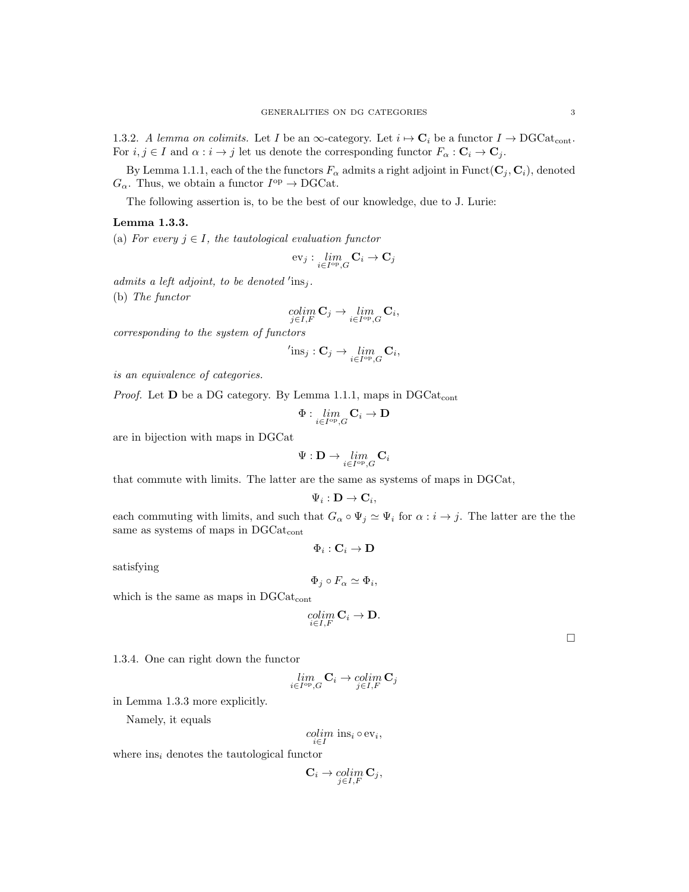1.3.2. *A lemma on colimits.* Let $I$ be an $\infty$-category. Let $i \mapsto \mathbf{C}_i$ be a functor $I \to \mathrm{DGCat}_{\mathrm{cont}}$. For $i, j \in I$ and $\alpha : i \to j$ let us denote the corresponding functor $F_\alpha : \mathbf{C}_i \to \mathbf{C}_j$.

By Lemma 1.1.1, each of the the functors $F_\alpha$ admits a right adjoint in $\mathrm{Funct}(\mathbf{C}_j, \mathbf{C}_i)$, denoted $G_\alpha$. Thus, we obtain a functor $I^{\mathrm{op}} \to \mathrm{DGCat}$.

The following assertion is, to be the best of our knowledge, due to J. Lurie:

**Lemma 1.3.3.**

(a) *For every $j \in I$, the tautological evaluation functor*

$$\mathrm{ev}_j : \underset{i \in I^{\mathrm{op}}, G}{lim} \mathbf{C}_i \to \mathbf{C}_j$$

*admits a left adjoint, to be denoted* $'\mathrm{ins}_j$.

(b) *The functor*

$$\underset{j \in I, F}{colim} \mathbf{C}_j \to \underset{i \in I^{\mathrm{op}}, G}{lim} \mathbf{C}_i,$$

*corresponding to the system of functors*

$$'\mathrm{ins}_j : \mathbf{C}_j \to \underset{i \in I^{\mathrm{op}}, G}{lim} \mathbf{C}_i,$$

*is an equivalence of categories.*

*Proof.* Let $\mathbf{D}$ be a DG category. By Lemma 1.1.1, maps in $\mathrm{DGCat}_{\mathrm{cont}}$

$$\Phi : \underset{i \in I^{\mathrm{op}}, G}{lim} \mathbf{C}_i \to \mathbf{D}$$

are in bijection with maps in DGCat

$$\Psi : \mathbf{D} \to \underset{i \in I^{\mathrm{op}}, G}{lim} \mathbf{C}_i$$

that commute with limits. The latter are the same as systems of maps in DGCat,

$$\Psi_i : \mathbf{D} \to \mathbf{C}_i,$$

each commuting with limits, and such that $G_\alpha \circ \Psi_j \simeq \Psi_i$ for $\alpha : i \to j$. The latter are the the same as systems of maps in $\mathrm{DGCat}_{\mathrm{cont}}$

$$\Phi_i : \mathbf{C}_i \to \mathbf{D}$$

satisfying

$$\Phi_j \circ F_\alpha \simeq \Phi_i,$$

which is the same as maps in $\mathrm{DGCat}_{\mathrm{cont}}$

$$\underset{i \in I, F}{colim} \mathbf{C}_i \to \mathbf{D}.$$

□

1.3.4. One can right down the functor

$$\underset{i \in I^{\mathrm{op}}, G}{lim} \mathbf{C}_i \to \underset{j \in I, F}{colim} \mathbf{C}_j$$

in Lemma 1.3.3 more explicitly.

Namely, it equals

$$\underset{i \in I}{colim}\ \mathrm{ins}_i \circ \mathrm{ev}_i,$$

where $\mathrm{ins}_i$ denotes the tautological functor

$$\mathbf{C}_i \to \underset{j \in I, F}{colim} \mathbf{C}_j,$$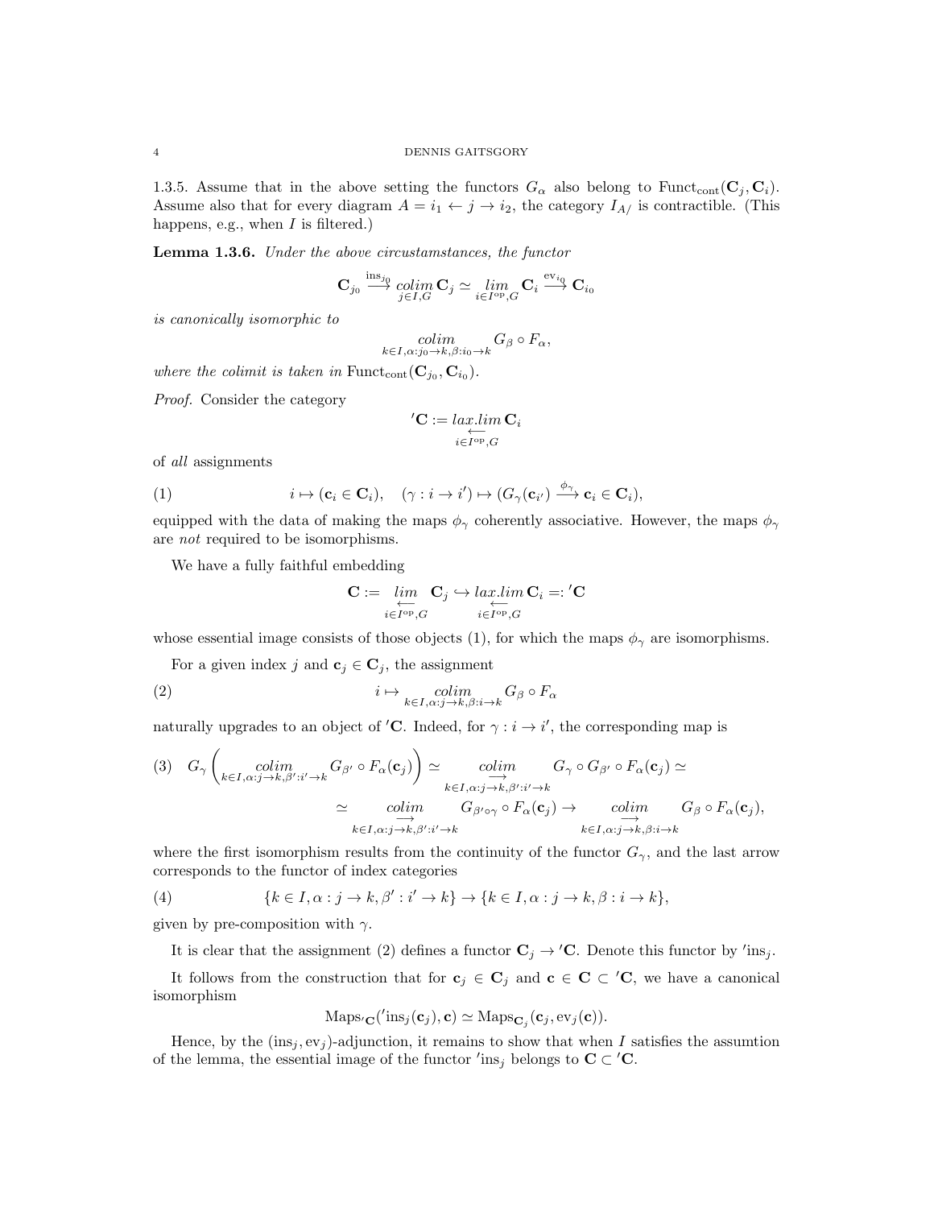1.3.5. Assume that in the above setting the functors $G_\alpha$ also belong to $\text{Funct}_{\text{cont}}(\mathbf{C}_j, \mathbf{C}_i)$. Assume also that for every diagram $A = i_1 \leftarrow j \to i_2$, the category $I_{A/}$ is contractible. (This happens, e.g., when $I$ is filtered.)

**Lemma 1.3.6.** *Under the above circustamstances, the functor*

$$\mathbf{C}_{j_0} \overset{\text{ins}_{j_0}}{\longrightarrow} \underset{j \in I, G}{colim}\, \mathbf{C}_j \simeq \underset{i \in I^{\text{op}}, G}{lim}\, \mathbf{C}_i \overset{\text{ev}_{i_0}}{\longrightarrow} \mathbf{C}_{i_0}$$

*is canonically isomorphic to*

$$\underset{k \in I, \alpha: j_0 \to k, \beta: i_0 \to k}{colim} G_\beta \circ F_\alpha,$$

*where the colimit is taken in* $\text{Funct}_{\text{cont}}(\mathbf{C}_{j_0}, \mathbf{C}_{i_0})$.

*Proof.* Consider the category

$$'\mathbf{C} := \underset{i \in I^{\text{op}}, G}{\underset{\longleftarrow}{lax.lim}}\, \mathbf{C}_i$$

of *all* assignments

$$i \mapsto (\mathbf{c}_i \in \mathbf{C}_i), \quad (\gamma : i \to i') \mapsto (G_\gamma(\mathbf{c}_{i'}) \overset{\phi_\gamma}{\longrightarrow} \mathbf{c}_i \in \mathbf{C}_i), \tag{1}$$

equipped with the data of making the maps $\phi_\gamma$ coherently associative. However, the maps $\phi_\gamma$ are *not* required to be isomorphisms.

We have a fully faithful embedding

$$\mathbf{C} := \underset{i \in I^{\text{op}}, G}{\underset{\longleftarrow}{lim}}\, \mathbf{C}_j \hookrightarrow \underset{i \in I^{\text{op}}, G}{\underset{\longleftarrow}{lax.lim}}\, \mathbf{C}_i =: {}'\mathbf{C}$$

whose essential image consists of those objects (1), for which the maps $\phi_\gamma$ are isomorphisms.

For a given index $j$ and $\mathbf{c}_j \in \mathbf{C}_j$, the assignment

$$i \mapsto \underset{k \in I, \alpha: j \to k, \beta: i \to k}{colim} G_\beta \circ F_\alpha \tag{2}$$

naturally upgrades to an object of $'\mathbf{C}$. Indeed, for $\gamma : i \to i'$, the corresponding map is

$$\begin{aligned}(3) \quad G_\gamma \left( \underset{k \in I, \alpha: j \to k, \beta': i' \to k}{colim} G_{\beta'} \circ F_\alpha(\mathbf{c}_j) \right) &\simeq \underset{k \in I, \alpha: j \to k, \beta': i' \to k}{\underset{\longrightarrow}{colim}} G_\gamma \circ G_{\beta'} \circ F_\alpha(\mathbf{c}_j) \simeq \\ \simeq \underset{k \in I, \alpha: j \to k, \beta': i' \to k}{\underset{\longrightarrow}{colim}} G_{\beta' \circ \gamma} \circ F_\alpha(\mathbf{c}_j) &\to \underset{k \in I, \alpha: j \to k, \beta: i \to k}{\underset{\longrightarrow}{colim}} G_\beta \circ F_\alpha(\mathbf{c}_j),\end{aligned}$$

where the first isomorphism results from the continuity of the functor $G_\gamma$, and the last arrow corresponds to the functor of index categories

$$\{k \in I, \alpha : j \to k, \beta' : i' \to k\} \to \{k \in I, \alpha : j \to k, \beta : i \to k\}, \tag{4}$$

given by pre-composition with $\gamma$.

It is clear that the assignment (2) defines a functor $\mathbf{C}_j \to {}'\mathbf{C}$. Denote this functor by $'\text{ins}_j$.

It follows from the construction that for $\mathbf{c}_j \in \mathbf{C}_j$ and $\mathbf{c} \in \mathbf{C} \subset {}'\mathbf{C}$, we have a canonical isomorphism

$$\text{Maps}_{'\mathbf{C}}({}'\text{ins}_j(\mathbf{c}_j), \mathbf{c}) \simeq \text{Maps}_{\mathbf{C}_j}(\mathbf{c}_j, \text{ev}_j(\mathbf{c})).$$

Hence, by the $(\text{ins}_j, \text{ev}_j)$-adjunction, it remains to show that when $I$ satisfies the assumtion of the lemma, the essential image of the functor $'\text{ins}_j$ belongs to $\mathbf{C} \subset {}'\mathbf{C}$.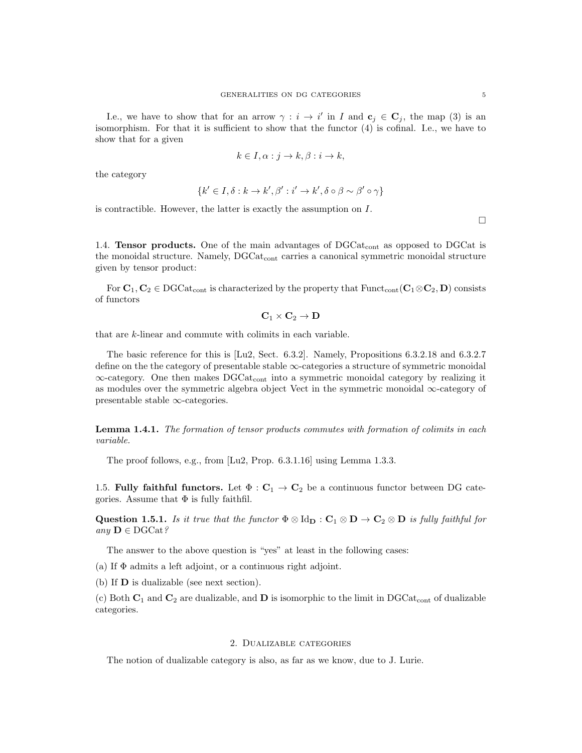I.e., we have to show that for an arrow $\gamma : i \to i'$ in $I$ and $\mathbf{c}_j \in \mathbf{C}_j$, the map (3) is an isomorphism. For that it is sufficient to show that the functor (4) is cofinal. I.e., we have to show that for a given

$$k \in I, \alpha : j \to k, \beta : i \to k,$$

the category

$$\{k' \in I, \delta : k \to k', \beta' : i' \to k', \delta \circ \beta \sim \beta' \circ \gamma\}$$

is contractible. However, the latter is exactly the assumption on $I$.

□

1.4. **Tensor products.** One of the main advantages of $\mathrm{DGCat}_{\mathrm{cont}}$ as opposed to DGCat is the monoidal structure. Namely, $\mathrm{DGCat}_{\mathrm{cont}}$ carries a canonical symmetric monoidal structure given by tensor product:

For $\mathbf{C}_1, \mathbf{C}_2 \in \mathrm{DGCat}_{\mathrm{cont}}$ is characterized by the property that $\mathrm{Funct}_{\mathrm{cont}}(\mathbf{C}_1 \otimes \mathbf{C}_2, \mathbf{D})$ consists of functors

$$\mathbf{C}_1 \times \mathbf{C}_2 \to \mathbf{D}$$

that are $k$-linear and commute with colimits in each variable.

The basic reference for this is [Lu2, Sect. 6.3.2]. Namely, Propositions 6.3.2.18 and 6.3.2.7 define on the the category of presentable stable $\infty$-categories a structure of symmetric monoidal $\infty$-category. One then makes $\mathrm{DGCat}_{\mathrm{cont}}$ into a symmetric monoidal category by realizing it as modules over the symmetric algebra object Vect in the symmetric monoidal $\infty$-category of presentable stable $\infty$-categories.

**Lemma 1.4.1.** *The formation of tensor products commutes with formation of colimits in each variable.*

The proof follows, e.g., from [Lu2, Prop. 6.3.1.16] using Lemma 1.3.3.

1.5. **Fully faithful functors.** Let $\Phi : \mathbf{C}_1 \to \mathbf{C}_2$ be a continuous functor between DG categories. Assume that $\Phi$ is fully faithfil.

**Question 1.5.1.** *Is it true that the functor $\Phi \otimes \mathrm{Id}_{\mathbf{D}} : \mathbf{C}_1 \otimes \mathbf{D} \to \mathbf{C}_2 \otimes \mathbf{D}$ is fully faithful for any $\mathbf{D} \in \mathrm{DGCat}$?*

The answer to the above question is "yes" at least in the following cases:

(a) If $\Phi$ admits a left adjoint, or a continuous right adjoint.

(b) If $\mathbf{D}$ is dualizable (see next section).

(c) Both $\mathbf{C}_1$ and $\mathbf{C}_2$ are dualizable, and $\mathbf{D}$ is isomorphic to the limit in $\mathrm{DGCat}_{\mathrm{cont}}$ of dualizable categories.

## 2. Dualizable categories

The notion of dualizable category is also, as far as we know, due to J. Lurie.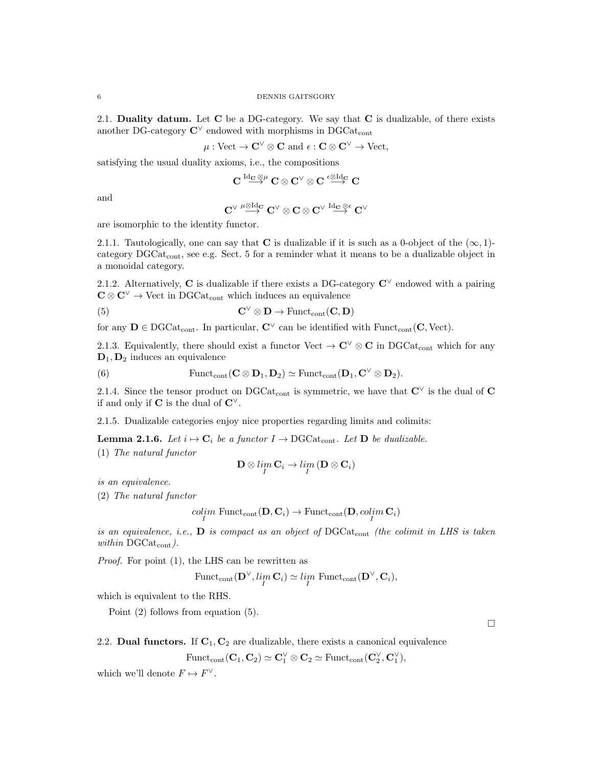2.1. **Duality datum.** Let $\mathbf{C}$ be a DG-category. We say that $\mathbf{C}$ is dualizable, of there exists another DG-category $\mathbf{C}^\vee$ endowed with morphisms in $\mathrm{DGCat}_{\mathrm{cont}}$

$$\mu : \mathrm{Vect} \to \mathbf{C}^\vee \otimes \mathbf{C} \text{ and } \epsilon : \mathbf{C} \otimes \mathbf{C}^\vee \to \mathrm{Vect},$$

satisfying the usual duality axioms, i.e., the compositions

$$\mathbf{C} \overset{\mathrm{Id}_{\mathbf{C}} \otimes \mu}{\longrightarrow} \mathbf{C} \otimes \mathbf{C}^\vee \otimes \mathbf{C} \overset{\epsilon \otimes \mathrm{Id}_{\mathbf{C}}}{\longrightarrow} \mathbf{C}$$

and

$$\mathbf{C}^\vee \overset{\mu \otimes \mathrm{Id}_{\mathbf{C}}}{\longrightarrow} \mathbf{C}^\vee \otimes \mathbf{C} \otimes \mathbf{C}^\vee \overset{\mathrm{Id}_{\mathbf{C}} \otimes \epsilon}{\longrightarrow} \mathbf{C}^\vee$$

are isomorphic to the identity functor.

2.1.1. Tautologically, one can say that $\mathbf{C}$ is dualizable if it is such as a 0-object of the $(\infty, 1)$-category $\mathrm{DGCat}_{\mathrm{cont}}$, see e.g. Sect. 5 for a reminder what it means to be a dualizable object in a monoidal category.

2.1.2. Alternatively, $\mathbf{C}$ is dualizable if there exists a DG-category $\mathbf{C}^\vee$ endowed with a pairing $\mathbf{C} \otimes \mathbf{C}^\vee \to \mathrm{Vect}$ in $\mathrm{DGCat}_{\mathrm{cont}}$ which induces an equivalence

$$\mathbf{C}^\vee \otimes \mathbf{D} \to \mathrm{Funct}_{\mathrm{cont}}(\mathbf{C}, \mathbf{D}) \tag{5}$$

for any $\mathbf{D} \in \mathrm{DGCat}_{\mathrm{cont}}$. In particular, $\mathbf{C}^\vee$ can be identified with $\mathrm{Funct}_{\mathrm{cont}}(\mathbf{C}, \mathrm{Vect})$.

2.1.3. Equivalently, there should exist a functor $\mathrm{Vect} \to \mathbf{C}^\vee \otimes \mathbf{C}$ in $\mathrm{DGCat}_{\mathrm{cont}}$ which for any $\mathbf{D}_1, \mathbf{D}_2$ induces an equivalence

$$\mathrm{Funct}_{\mathrm{cont}}(\mathbf{C} \otimes \mathbf{D}_1, \mathbf{D}_2) \simeq \mathrm{Funct}_{\mathrm{cont}}(\mathbf{D}_1, \mathbf{C}^\vee \otimes \mathbf{D}_2). \tag{6}$$

2.1.4. Since the tensor product on $\mathrm{DGCat}_{\mathrm{cont}}$ is symmetric, we have that $\mathbf{C}^\vee$ is the dual of $\mathbf{C}$ if and only if $\mathbf{C}$ is the dual of $\mathbf{C}^\vee$.

2.1.5. Dualizable categories enjoy nice properties regarding limits and colimits:

**Lemma 2.1.6.** *Let $i \mapsto \mathbf{C}_i$ be a functor $I \to \mathrm{DGCat}_{\mathrm{cont}}$. Let $\mathbf{D}$ be dualizable.*

(1) *The natural functor*

$$\mathbf{D} \otimes \lim_I \mathbf{C}_i \to \lim_I (\mathbf{D} \otimes \mathbf{C}_i)$$

*is an equivalence.*

(2) *The natural functor*

$$\operatorname*{colim}_I \mathrm{Funct}_{\mathrm{cont}}(\mathbf{D}, \mathbf{C}_i) \to \mathrm{Funct}_{\mathrm{cont}}(\mathbf{D}, \operatorname*{colim}_I \mathbf{C}_i)$$

*is an equivalence, i.e., $\mathbf{D}$ is compact as an object of $\mathrm{DGCat}_{\mathrm{cont}}$ (the colimit in LHS is taken within $\mathrm{DGCat}_{\mathrm{cont}}$).*

*Proof.* For point (1), the LHS can be rewritten as

$$\mathrm{Funct}_{\mathrm{cont}}(\mathbf{D}^\vee, \lim_I \mathbf{C}_i) \simeq \lim_I \mathrm{Funct}_{\mathrm{cont}}(\mathbf{D}^\vee, \mathbf{C}_i),$$

which is equivalent to the RHS.

Point (2) follows from equation (5).

□

2.2. **Dual functors.** If $\mathbf{C}_1, \mathbf{C}_2$ are dualizable, there exists a canonical equivalence

$$\mathrm{Funct}_{\mathrm{cont}}(\mathbf{C}_1, \mathbf{C}_2) \simeq \mathbf{C}_1^\vee \otimes \mathbf{C}_2 \simeq \mathrm{Funct}_{\mathrm{cont}}(\mathbf{C}_2^\vee, \mathbf{C}_1^\vee),$$

which we'll denote $F \mapsto F^\vee$.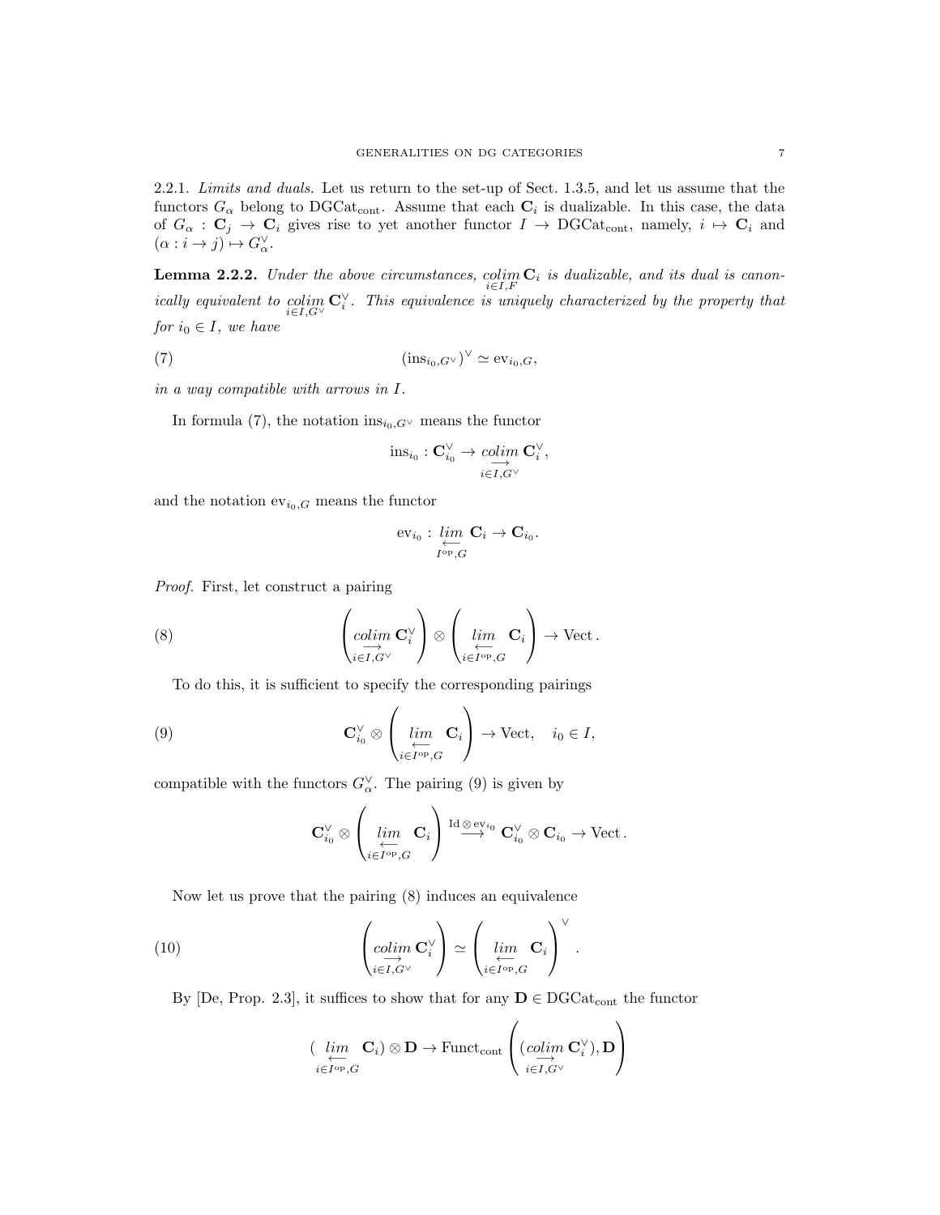2.2.1. *Limits and duals.* Let us return to the set-up of Sect. 1.3.5, and let us assume that the functors $G_\alpha$ belong to $\mathrm{DGCat}_{\mathrm{cont}}$. Assume that each $\mathbf{C}_i$ is dualizable. In this case, the data of $G_\alpha : \mathbf{C}_j \to \mathbf{C}_i$ gives rise to yet another functor $I \to \mathrm{DGCat}_{\mathrm{cont}}$, namely, $i \mapsto \mathbf{C}_i$ and $(\alpha : i \to j) \mapsto G_\alpha^\vee$.

**Lemma 2.2.2.** *Under the above circumstances,* $\underset{i\in I,F}{colim}\, \mathbf{C}_i$ *is dualizable, and its dual is canonically equivalent to* $\underset{i\in I,G^\vee}{colim}\, \mathbf{C}_i^\vee$*. This equivalence is uniquely characterized by the property that for* $i_0 \in I$*, we have*

$$(\mathrm{ins}_{i_0,G^\vee})^\vee \simeq \mathrm{ev}_{i_0,G}, \tag{7}$$

*in a way compatible with arrows in* $I$*.*

In formula (7), the notation $\mathrm{ins}_{i_0,G^\vee}$ means the functor

$$\mathrm{ins}_{i_0} : \mathbf{C}_{i_0}^\vee \to \underset{i\in I,G^\vee}{\underset{\longrightarrow}{colim}}\, \mathbf{C}_i^\vee,$$

and the notation $\mathrm{ev}_{i_0,G}$ means the functor

$$\mathrm{ev}_{i_0} : \underset{I^{\mathrm{op}},G}{\underset{\longleftarrow}{lim}}\, \mathbf{C}_i \to \mathbf{C}_{i_0}.$$

*Proof.* First, let construct a pairing

$$\left(\underset{i\in I,G^\vee}{\underset{\longrightarrow}{colim}}\, \mathbf{C}_i^\vee\right) \otimes \left(\underset{i\in I^{\mathrm{op}},G}{\underset{\longleftarrow}{lim}}\, \mathbf{C}_i\right) \to \mathrm{Vect}. \tag{8}$$

To do this, it is sufficient to specify the corresponding pairings

$$\mathbf{C}_{i_0}^\vee \otimes \left(\underset{i\in I^{\mathrm{op}},G}{\underset{\longleftarrow}{lim}}\, \mathbf{C}_i\right) \to \mathrm{Vect}, \quad i_0 \in I, \tag{9}$$

compatible with the functors $G_\alpha^\vee$. The pairing (9) is given by

$$\mathbf{C}_{i_0}^\vee \otimes \left(\underset{i\in I^{\mathrm{op}},G}{\underset{\longleftarrow}{lim}}\, \mathbf{C}_i\right) \overset{\mathrm{Id}\otimes \mathrm{ev}_{i_0}}{\longrightarrow} \mathbf{C}_{i_0}^\vee \otimes \mathbf{C}_{i_0} \to \mathrm{Vect}.$$

Now let us prove that the pairing (8) induces an equivalence

$$\left(\underset{i\in I,G^\vee}{\underset{\longrightarrow}{colim}}\, \mathbf{C}_i^\vee\right) \simeq \left(\underset{i\in I^{\mathrm{op}},G}{\underset{\longleftarrow}{lim}}\, \mathbf{C}_i\right)^\vee. \tag{10}$$

By [De, Prop. 2.3], it suffices to show that for any $\mathbf{D} \in \mathrm{DGCat}_{\mathrm{cont}}$ the functor

$$(\underset{i\in I^{\mathrm{op}},G}{\underset{\longleftarrow}{lim}}\, \mathbf{C}_i) \otimes \mathbf{D} \to \mathrm{Funct}_{\mathrm{cont}}\left((\underset{i\in I,G^\vee}{\underset{\longrightarrow}{colim}}\, \mathbf{C}_i^\vee), \mathbf{D}\right)$$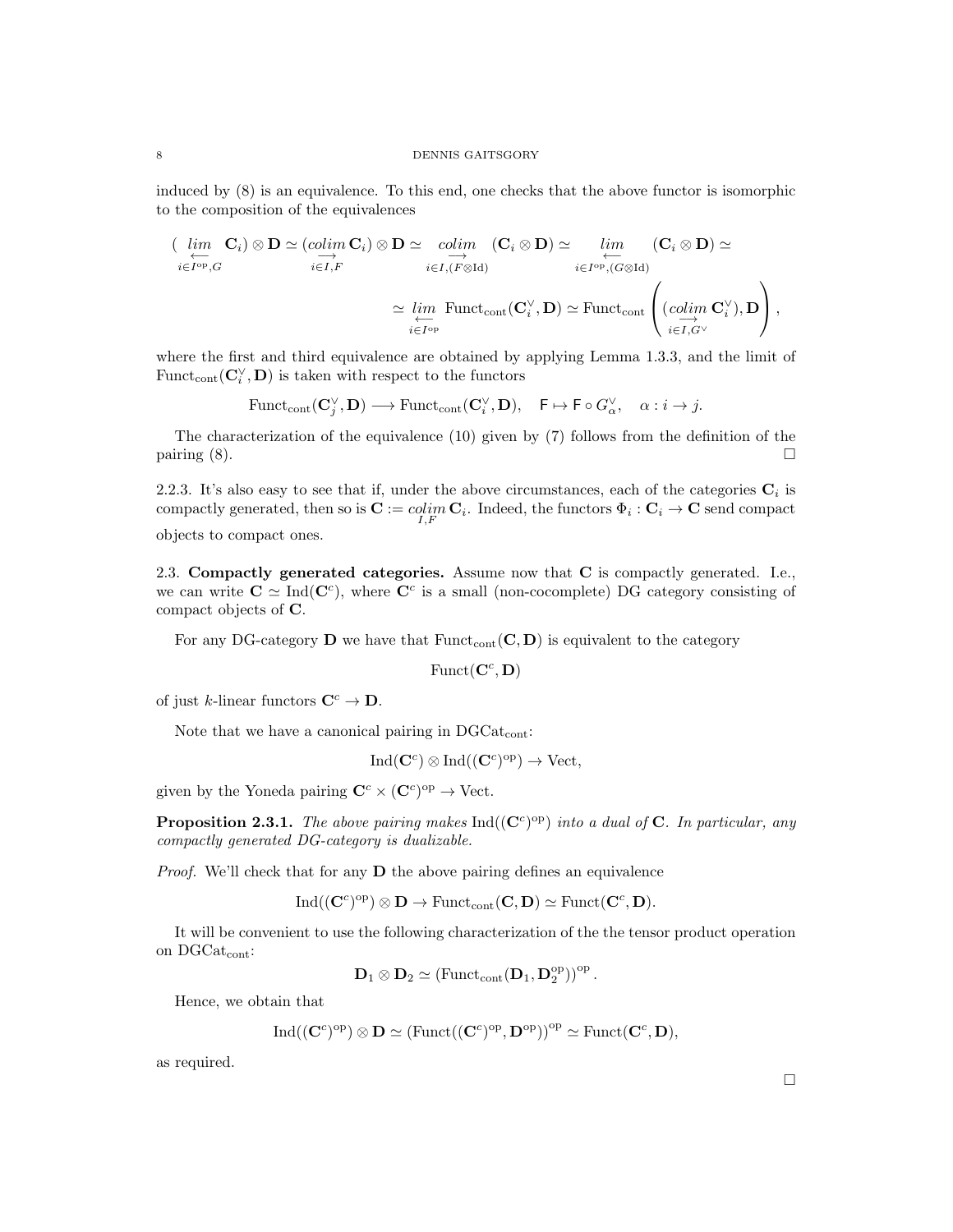induced by (8) is an equivalence. To this end, one checks that the above functor is isomorphic to the composition of the equivalences

$$(\underset{i\in I^{\mathrm{op}},G}{\underset{\longleftarrow}{lim}}\,\mathbf{C}_i)\otimes\mathbf{D}\simeq(\underset{i\in I,F}{\underset{\longrightarrow}{colim}}\,\mathbf{C}_i)\otimes\mathbf{D}\simeq\underset{i\in I,(F\otimes\mathrm{Id})}{\underset{\longrightarrow}{colim}}\,(\mathbf{C}_i\otimes\mathbf{D})\simeq\underset{i\in I^{\mathrm{op}},(G\otimes\mathrm{Id})}{\underset{\longleftarrow}{lim}}\,(\mathbf{C}_i\otimes\mathbf{D})\simeq$$

$$\simeq\underset{i\in I^{\mathrm{op}}}{\underset{\longleftarrow}{lim}}\,\mathrm{Funct}_{\mathrm{cont}}(\mathbf{C}_i^\vee,\mathbf{D})\simeq\mathrm{Funct}_{\mathrm{cont}}\left((\underset{i\in I,G^\vee}{\underset{\longrightarrow}{colim}}\,\mathbf{C}_i^\vee),\mathbf{D}\right),$$

where the first and third equivalence are obtained by applying Lemma 1.3.3, and the limit of $\mathrm{Funct}_{\mathrm{cont}}(\mathbf{C}_i^\vee,\mathbf{D})$ is taken with respect to the functors

$$\mathrm{Funct}_{\mathrm{cont}}(\mathbf{C}_j^\vee,\mathbf{D})\longrightarrow\mathrm{Funct}_{\mathrm{cont}}(\mathbf{C}_i^\vee,\mathbf{D}),\quad \mathsf{F}\mapsto\mathsf{F}\circ G_\alpha^\vee,\quad \alpha:i\to j.$$

The characterization of the equivalence (10) given by (7) follows from the definition of the pairing (8). $\square$

2.2.3. It's also easy to see that if, under the above circumstances, each of the categories $\mathbf{C}_i$ is compactly generated, then so is $\mathbf{C}:=\underset{I,F}{\underset{\longrightarrow}{colim}}\,\mathbf{C}_i$. Indeed, the functors $\Phi_i:\mathbf{C}_i\to\mathbf{C}$ send compact objects to compact ones.

## 2.3. Compactly generated categories.

Assume now that $\mathbf{C}$ is compactly generated. I.e., we can write $\mathbf{C}\simeq\mathrm{Ind}(\mathbf{C}^c)$, where $\mathbf{C}^c$ is a small (non-cocomplete) DG category consisting of compact objects of $\mathbf{C}$.

For any DG-category $\mathbf{D}$ we have that $\mathrm{Funct}_{\mathrm{cont}}(\mathbf{C},\mathbf{D})$ is equivalent to the category

$$\mathrm{Funct}(\mathbf{C}^c,\mathbf{D})$$

of just $k$-linear functors $\mathbf{C}^c\to\mathbf{D}$.

Note that we have a canonical pairing in $\mathrm{DGCat}_{\mathrm{cont}}$:

$$\mathrm{Ind}(\mathbf{C}^c)\otimes\mathrm{Ind}((\mathbf{C}^c)^{\mathrm{op}})\to\mathrm{Vect},$$

given by the Yoneda pairing $\mathbf{C}^c\times(\mathbf{C}^c)^{\mathrm{op}}\to\mathrm{Vect}$.

**Proposition 2.3.1.** *The above pairing makes* $\mathrm{Ind}((\mathbf{C}^c)^{\mathrm{op}})$ *into a dual of* $\mathbf{C}$. *In particular, any compactly generated DG-category is dualizable.*

*Proof.* We'll check that for any $\mathbf{D}$ the above pairing defines an equivalence

$$\mathrm{Ind}((\mathbf{C}^c)^{\mathrm{op}})\otimes\mathbf{D}\to\mathrm{Funct}_{\mathrm{cont}}(\mathbf{C},\mathbf{D})\simeq\mathrm{Funct}(\mathbf{C}^c,\mathbf{D}).$$

It will be convenient to use the following characterization of the the tensor product operation on $\mathrm{DGCat}_{\mathrm{cont}}$:

$$\mathbf{D}_1\otimes\mathbf{D}_2\simeq\left(\mathrm{Funct}_{\mathrm{cont}}(\mathbf{D}_1,\mathbf{D}_2^{\mathrm{op}})\right)^{\mathrm{op}}.$$

Hence, we obtain that

$$\mathrm{Ind}((\mathbf{C}^c)^{\mathrm{op}})\otimes\mathbf{D}\simeq\left(\mathrm{Funct}((\mathbf{C}^c)^{\mathrm{op}},\mathbf{D}^{\mathrm{op}})\right)^{\mathrm{op}}\simeq\mathrm{Funct}(\mathbf{C}^c,\mathbf{D}),$$

as required.

$\square$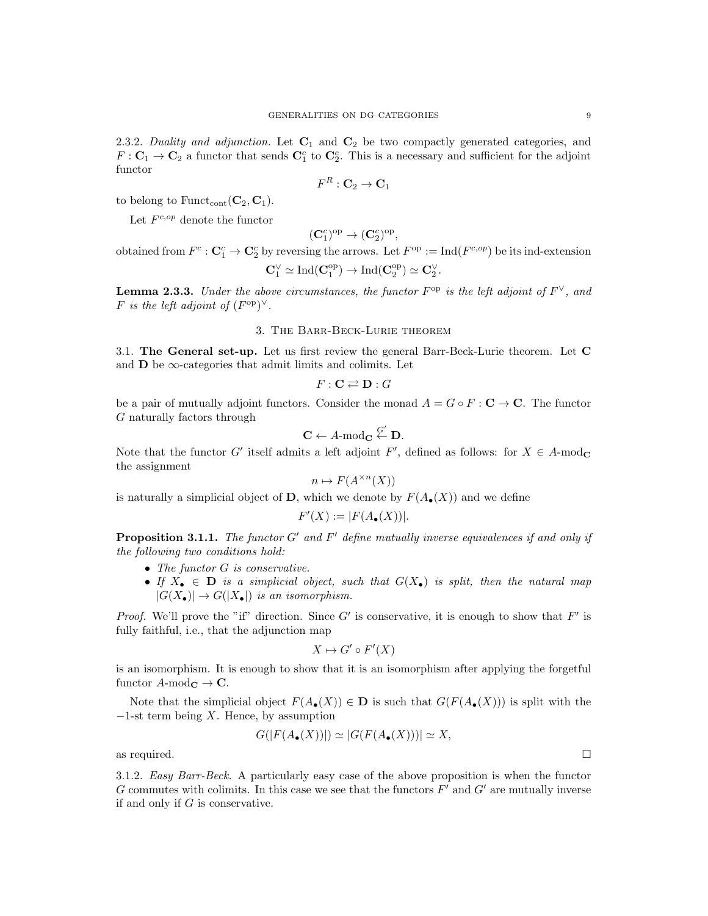2.3.2. *Duality and adjunction.* Let $\mathbf{C}_1$ and $\mathbf{C}_2$ be two compactly generated categories, and $F : \mathbf{C}_1 \to \mathbf{C}_2$ a functor that sends $\mathbf{C}_1^c$ to $\mathbf{C}_2^c$. This is a necessary and sufficient for the adjoint functor

$$F^R : \mathbf{C}_2 \to \mathbf{C}_1$$

to belong to $\mathrm{Funct}_{\mathrm{cont}}(\mathbf{C}_2, \mathbf{C}_1)$.

Let $F^{c,op}$ denote the functor

$$(\mathbf{C}_1^c)^{\mathrm{op}} \to (\mathbf{C}_2^c)^{\mathrm{op}},$$

obtained from $F^c : \mathbf{C}_1^c \to \mathbf{C}_2^c$ by reversing the arrows. Let $F^{\mathrm{op}} := \mathrm{Ind}(F^{c,op})$ be its ind-extension

$$\mathbf{C}_1^\vee \simeq \mathrm{Ind}(\mathbf{C}_1^{\mathrm{op}}) \to \mathrm{Ind}(\mathbf{C}_2^{\mathrm{op}}) \simeq \mathbf{C}_2^\vee.$$

**Lemma 2.3.3.** *Under the above circumstances, the functor $F^{\mathrm{op}}$ is the left adjoint of $F^\vee$, and $F$ is the left adjoint of $(F^{\mathrm{op}})^\vee$.*

## 3. The Barr-Beck-Lurie theorem

3.1. **The General set-up.** Let us first review the general Barr-Beck-Lurie theorem. Let $\mathbf{C}$ and $\mathbf{D}$ be $\infty$-categories that admit limits and colimits. Let

$$F : \mathbf{C} \rightleftarrows \mathbf{D} : G$$

be a pair of mutually adjoint functors. Consider the monad $A = G \circ F : \mathbf{C} \to \mathbf{C}$. The functor $G$ naturally factors through

$$\mathbf{C} \leftarrow A\text{-mod}_{\mathbf{C}} \stackrel{G'}{\leftarrow} \mathbf{D}.$$

Note that the functor $G'$ itself admits a left adjoint $F'$, defined as follows: for $X \in A\text{-mod}_{\mathbf{C}}$ the assignment

$$n \mapsto F(A^{\times n}(X))$$

is naturally a simplicial object of $\mathbf{D}$, which we denote by $F(A_\bullet(X))$ and we define

$$F'(X) := |F(A_\bullet(X))|.$$

**Proposition 3.1.1.** *The functor $G'$ and $F'$ define mutually inverse equivalences if and only if the following two conditions hold:*

- *The functor $G$ is conservative.*
- *If $X_\bullet \in \mathbf{D}$ is a simplicial object, such that $G(X_\bullet)$ is split, then the natural map $|G(X_\bullet)| \to G(|X_\bullet|)$ is an isomorphism.*

*Proof.* We'll prove the "if" direction. Since $G'$ is conservative, it is enough to show that $F'$ is fully faithful, i.e., that the adjunction map

$$X \mapsto G' \circ F'(X)$$

is an isomorphism. It is enough to show that it is an isomorphism after applying the forgetful functor $A\text{-mod}_{\mathbf{C}} \to \mathbf{C}$.

Note that the simplicial object $F(A_\bullet(X)) \in \mathbf{D}$ is such that $G(F(A_\bullet(X)))$ is split with the $-1$-st term being $X$. Hence, by assumption

$$G(|F(A_\bullet(X))|) \simeq |G(F(A_\bullet(X)))| \simeq X,$$

as required. □

3.1.2. *Easy Barr-Beck.* A particularly easy case of the above proposition is when the functor $G$ commutes with colimits. In this case we see that the functors $F'$ and $G'$ are mutually inverse if and only if $G$ is conservative.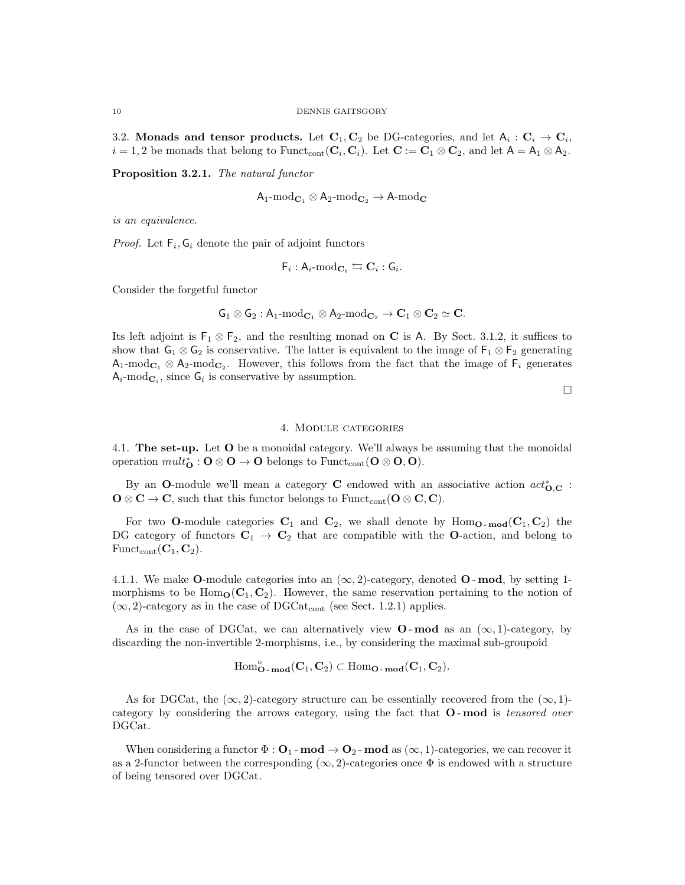3.2. **Monads and tensor products.** Let $\mathbf{C}_1, \mathbf{C}_2$ be DG-categories, and let $\mathsf{A}_i : \mathbf{C}_i \to \mathbf{C}_i$, $i = 1, 2$ be monads that belong to $\mathrm{Funct}_{\mathrm{cont}}(\mathbf{C}_i, \mathbf{C}_i)$. Let $\mathbf{C} := \mathbf{C}_1 \otimes \mathbf{C}_2$, and let $\mathsf{A} = \mathsf{A}_1 \otimes \mathsf{A}_2$.

**Proposition 3.2.1.** *The natural functor*

$$\mathsf{A}_1\text{-mod}_{\mathbf{C}_1} \otimes \mathsf{A}_2\text{-mod}_{\mathbf{C}_2} \to \mathsf{A}\text{-mod}_{\mathbf{C}}$$

*is an equivalence.*

*Proof.* Let $\mathsf{F}_i, \mathsf{G}_i$ denote the pair of adjoint functors

$$\mathsf{F}_i : \mathsf{A}_i\text{-mod}_{\mathbf{C}_i} \leftrightarrows \mathbf{C}_i : \mathsf{G}_i.$$

Consider the forgetful functor

$$\mathsf{G}_1 \otimes \mathsf{G}_2 : \mathsf{A}_1\text{-mod}_{\mathbf{C}_1} \otimes \mathsf{A}_2\text{-mod}_{\mathbf{C}_2} \to \mathbf{C}_1 \otimes \mathbf{C}_2 \simeq \mathbf{C}.$$

Its left adjoint is $\mathsf{F}_1 \otimes \mathsf{F}_2$, and the resulting monad on $\mathbf{C}$ is $\mathsf{A}$. By Sect. 3.1.2, it suffices to show that $\mathsf{G}_1 \otimes \mathsf{G}_2$ is conservative. The latter is equivalent to the image of $\mathsf{F}_1 \otimes \mathsf{F}_2$ generating $\mathsf{A}_1\text{-mod}_{\mathbf{C}_1} \otimes \mathsf{A}_2\text{-mod}_{\mathbf{C}_2}$. However, this follows from the fact that the image of $\mathsf{F}_i$ generates $\mathsf{A}_i\text{-mod}_{\mathbf{C}_i}$, since $\mathsf{G}_i$ is conservative by assumption.

□

## 4. Module categories

4.1. **The set-up.** Let $\mathbf{O}$ be a monoidal category. We'll always be assuming that the monoidal operation $mult^*_{\mathbf{O}} : \mathbf{O} \otimes \mathbf{O} \to \mathbf{O}$ belongs to $\mathrm{Funct}_{\mathrm{cont}}(\mathbf{O} \otimes \mathbf{O}, \mathbf{O})$.

By an $\mathbf{O}$-module we'll mean a category $\mathbf{C}$ endowed with an associative action $act^*_{\mathbf{O},\mathbf{C}} : \mathbf{O} \otimes \mathbf{C} \to \mathbf{C}$, such that this functor belongs to $\mathrm{Funct}_{\mathrm{cont}}(\mathbf{O} \otimes \mathbf{C}, \mathbf{C})$.

For two $\mathbf{O}$-module categories $\mathbf{C}_1$ and $\mathbf{C}_2$, we shall denote by $\mathrm{Hom}_{\mathbf{O}\text{-}\mathbf{mod}}(\mathbf{C}_1, \mathbf{C}_2)$ the DG category of functors $\mathbf{C}_1 \to \mathbf{C}_2$ that are compatible with the $\mathbf{O}$-action, and belong to $\mathrm{Funct}_{\mathrm{cont}}(\mathbf{C}_1, \mathbf{C}_2)$.

4.1.1. We make $\mathbf{O}$-module categories into an $(\infty, 2)$-category, denoted $\mathbf{O}\text{-}\mathbf{mod}$, by setting 1-morphisms to be $\mathrm{Hom}_{\mathbf{O}}(\mathbf{C}_1, \mathbf{C}_2)$. However, the same reservation pertaining to the notion of $(\infty, 2)$-category as in the case of $\mathrm{DGCat}_{\mathrm{cont}}$ (see Sect. 1.2.1) applies.

As in the case of DGCat, we can alternatively view $\mathbf{O}\text{-}\mathbf{mod}$ as an $(\infty, 1)$-category, by discarding the non-invertible 2-morphisms, i.e., by considering the maximal sub-groupoid

$$\mathrm{Hom}^{\circ}_{\mathbf{O}\text{-}\mathbf{mod}}(\mathbf{C}_1, \mathbf{C}_2) \subset \mathrm{Hom}_{\mathbf{O}\text{-}\mathbf{mod}}(\mathbf{C}_1, \mathbf{C}_2).$$

As for DGCat, the $(\infty, 2)$-category structure can be essentially recovered from the $(\infty, 1)$-category by considering the arrows category, using the fact that $\mathbf{O}\text{-}\mathbf{mod}$ is *tensored over* DGCat.

When considering a functor $\Phi : \mathbf{O}_1\text{-}\mathbf{mod} \to \mathbf{O}_2\text{-}\mathbf{mod}$ as $(\infty, 1)$-categories, we can recover it as a 2-functor between the corresponding $(\infty, 2)$-categories once $\Phi$ is endowed with a structure of being tensored over DGCat.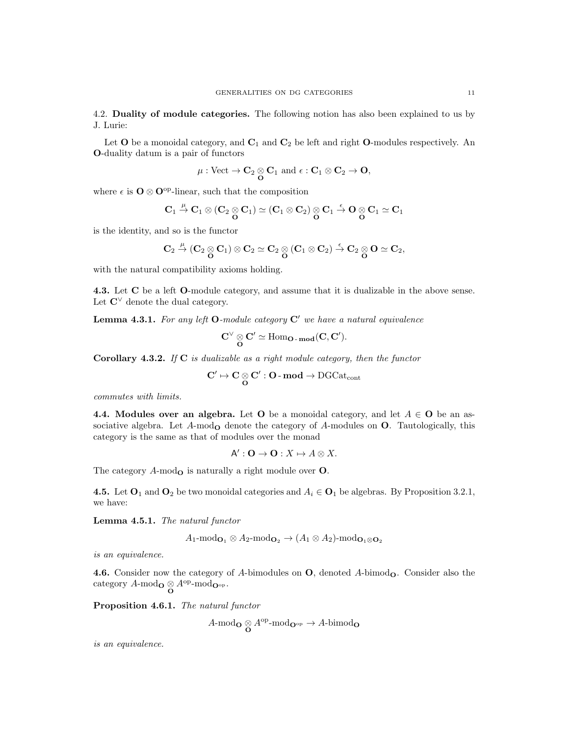4.2. **Duality of module categories.** The following notion has also been explained to us by J. Lurie:

Let $\mathbf{O}$ be a monoidal category, and $\mathbf{C}_1$ and $\mathbf{C}_2$ be left and right $\mathbf{O}$-modules respectively. An $\mathbf{O}$-duality datum is a pair of functors

$$\mu : \mathrm{Vect} \to \mathbf{C}_2 \underset{\mathbf{O}}{\otimes} \mathbf{C}_1 \text{ and } \epsilon : \mathbf{C}_1 \otimes \mathbf{C}_2 \to \mathbf{O},$$

where $\epsilon$ is $\mathbf{O} \otimes \mathbf{O}^{\mathrm{op}}$-linear, such that the composition

$$\mathbf{C}_1 \overset{\mu}{\to} \mathbf{C}_1 \otimes (\mathbf{C}_2 \underset{\mathbf{O}}{\otimes} \mathbf{C}_1) \simeq (\mathbf{C}_1 \otimes \mathbf{C}_2) \underset{\mathbf{O}}{\otimes} \mathbf{C}_1 \overset{\epsilon}{\to} \mathbf{O} \underset{\mathbf{O}}{\otimes} \mathbf{C}_1 \simeq \mathbf{C}_1$$

is the identity, and so is the functor

$$\mathbf{C}_2 \overset{\mu}{\to} (\mathbf{C}_2 \underset{\mathbf{O}}{\otimes} \mathbf{C}_1) \otimes \mathbf{C}_2 \simeq \mathbf{C}_2 \underset{\mathbf{O}}{\otimes} (\mathbf{C}_1 \otimes \mathbf{C}_2) \overset{\epsilon}{\to} \mathbf{C}_2 \underset{\mathbf{O}}{\otimes} \mathbf{O} \simeq \mathbf{C}_2,$$

with the natural compatibility axioms holding.

**4.3.** Let $\mathbf{C}$ be a left $\mathbf{O}$-module category, and assume that it is dualizable in the above sense. Let $\mathbf{C}^\vee$ denote the dual category.

**Lemma 4.3.1.** *For any left $\mathbf{O}$-module category $\mathbf{C}'$ we have a natural equivalence*

$$\mathbf{C}^\vee \underset{\mathbf{O}}{\otimes} \mathbf{C}' \simeq \mathrm{Hom}_{\mathbf{O}\text{-}\mathbf{mod}}(\mathbf{C}, \mathbf{C}').$$

**Corollary 4.3.2.** *If $\mathbf{C}$ is dualizable as a right module category, then the functor*

$$\mathbf{C}' \mapsto \mathbf{C} \underset{\mathbf{O}}{\otimes} \mathbf{C}' : \mathbf{O}\text{-}\mathbf{mod} \to \mathrm{DGCat}_{\mathrm{cont}}$$

*commutes with limits.*

**4.4. Modules over an algebra.** Let $\mathbf{O}$ be a monoidal category, and let $A \in \mathbf{O}$ be an associative algebra. Let $A\text{-mod}_{\mathbf{O}}$ denote the category of $A$-modules on $\mathbf{O}$. Tautologically, this category is the same as that of modules over the monad

$$\mathsf{A}' : \mathbf{O} \to \mathbf{O} : X \mapsto A \otimes X.$$

The category $A\text{-mod}_{\mathbf{O}}$ is naturally a right module over $\mathbf{O}$.

**4.5.** Let $\mathbf{O}_1$ and $\mathbf{O}_2$ be two monoidal categories and $A_i \in \mathbf{O}_1$ be algebras. By Proposition 3.2.1, we have:

**Lemma 4.5.1.** *The natural functor*

$$A_1\text{-mod}_{\mathbf{O}_1} \otimes A_2\text{-mod}_{\mathbf{O}_2} \to (A_1 \otimes A_2)\text{-mod}_{\mathbf{O}_1 \otimes \mathbf{O}_2}$$

*is an equivalence.*

**4.6.** Consider now the category of $A$-bimodules on $\mathbf{O}$, denoted $A\text{-bimod}_{\mathbf{O}}$. Consider also the category $A\text{-mod}_{\mathbf{O}} \underset{\mathbf{O}}{\otimes} A^{\mathrm{op}}\text{-mod}_{\mathbf{O}^{\mathrm{op}}}$.

**Proposition 4.6.1.** *The natural functor*

$$A\text{-mod}_{\mathbf{O}} \underset{\mathbf{O}}{\otimes} A^{\mathrm{op}}\text{-mod}_{\mathbf{O}^{\mathrm{op}}} \to A\text{-bimod}_{\mathbf{O}}$$

*is an equivalence.*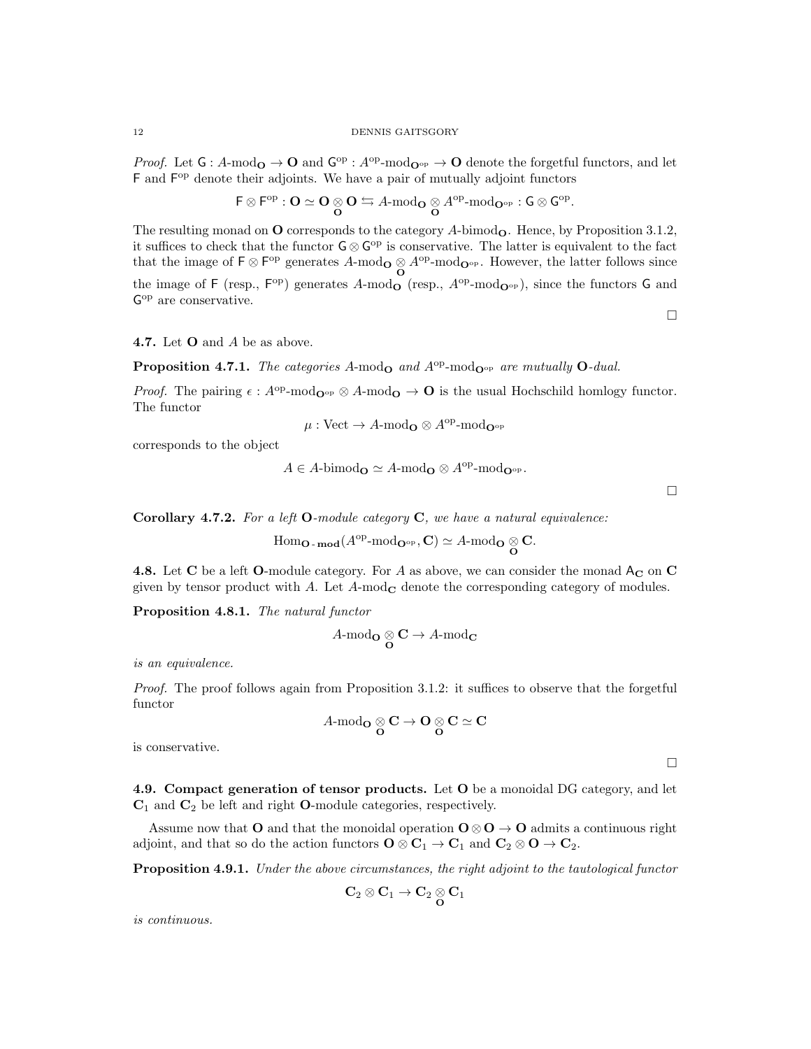*Proof.* Let $\mathsf{G} : A\text{-mod}_{\mathbf{O}} \to \mathbf{O}$ and $\mathsf{G}^{\text{op}} : A^{\text{op}}\text{-mod}_{\mathbf{O}^{\text{op}}} \to \mathbf{O}$ denote the forgetful functors, and let $\mathsf{F}$ and $\mathsf{F}^{\text{op}}$ denote their adjoints. We have a pair of mutually adjoint functors

$$\mathsf{F} \otimes \mathsf{F}^{\text{op}} : \mathbf{O} \simeq \mathbf{O} \underset{\mathbf{O}}{\otimes} \mathbf{O} \leftrightarrows A\text{-mod}_{\mathbf{O}} \underset{\mathbf{O}}{\otimes} A^{\text{op}}\text{-mod}_{\mathbf{O}^{\text{op}}} : \mathsf{G} \otimes \mathsf{G}^{\text{op}}.$$

The resulting monad on $\mathbf{O}$ corresponds to the category $A\text{-bimod}_{\mathbf{O}}$. Hence, by Proposition 3.1.2, it suffices to check that the functor $\mathsf{G} \otimes \mathsf{G}^{\text{op}}$ is conservative. The latter is equivalent to the fact that the image of $\mathsf{F} \otimes \mathsf{F}^{\text{op}}$ generates $A\text{-mod}_{\mathbf{O}} \underset{\mathbf{O}}{\otimes} A^{\text{op}}\text{-mod}_{\mathbf{O}^{\text{op}}}$. However, the latter follows since the image of $\mathsf{F}$ (resp., $\mathsf{F}^{\text{op}}$) generates $A\text{-mod}_{\mathbf{O}}$ (resp., $A^{\text{op}}\text{-mod}_{\mathbf{O}^{\text{op}}}$), since the functors $\mathsf{G}$ and $\mathsf{G}^{\text{op}}$ are conservative.

□

**4.7.** Let $\mathbf{O}$ and $A$ be as above.

**Proposition 4.7.1.** *The categories $A\text{-mod}_{\mathbf{O}}$ and $A^{\text{op}}\text{-mod}_{\mathbf{O}^{\text{op}}}$ are mutually $\mathbf{O}$-dual.*

*Proof.* The pairing $\epsilon : A^{\text{op}}\text{-mod}_{\mathbf{O}^{\text{op}}} \otimes A\text{-mod}_{\mathbf{O}} \to \mathbf{O}$ is the usual Hochschild homlogy functor. The functor

$$\mu : \text{Vect} \to A\text{-mod}_{\mathbf{O}} \otimes A^{\text{op}}\text{-mod}_{\mathbf{O}^{\text{op}}}$$

corresponds to the object

$$A \in A\text{-bimod}_{\mathbf{O}} \simeq A\text{-mod}_{\mathbf{O}} \otimes A^{\text{op}}\text{-mod}_{\mathbf{O}^{\text{op}}}.$$

□

**Corollary 4.7.2.** *For a left $\mathbf{O}$-module category $\mathbf{C}$, we have a natural equivalence:*

$$\text{Hom}_{\mathbf{O}\text{-}\mathbf{mod}}(A^{\text{op}}\text{-mod}_{\mathbf{O}^{\text{op}}}, \mathbf{C}) \simeq A\text{-mod}_{\mathbf{O}} \underset{\mathbf{O}}{\otimes} \mathbf{C}.$$

**4.8.** Let $\mathbf{C}$ be a left $\mathbf{O}$-module category. For $A$ as above, we can consider the monad $\mathsf{A}_{\mathbf{C}}$ on $\mathbf{C}$ given by tensor product with $A$. Let $A\text{-mod}_{\mathbf{C}}$ denote the corresponding category of modules.

**Proposition 4.8.1.** *The natural functor*

$$A\text{-mod}_{\mathbf{O}} \underset{\mathbf{O}}{\otimes} \mathbf{C} \to A\text{-mod}_{\mathbf{C}}$$

*is an equivalence.*

*Proof.* The proof follows again from Proposition 3.1.2: it suffices to observe that the forgetful functor

$$A\text{-mod}_{\mathbf{O}} \underset{\mathbf{O}}{\otimes} \mathbf{C} \to \mathbf{O} \underset{\mathbf{O}}{\otimes} \mathbf{C} \simeq \mathbf{C}$$

is conservative.

□

**4.9. Compact generation of tensor products.** Let $\mathbf{O}$ be a monoidal DG category, and let $\mathbf{C}_1$ and $\mathbf{C}_2$ be left and right $\mathbf{O}$-module categories, respectively.

Assume now that $\mathbf{O}$ and that the monoidal operation $\mathbf{O} \otimes \mathbf{O} \to \mathbf{O}$ admits a continuous right adjoint, and that so do the action functors $\mathbf{O} \otimes \mathbf{C}_1 \to \mathbf{C}_1$ and $\mathbf{C}_2 \otimes \mathbf{O} \to \mathbf{C}_2$.

**Proposition 4.9.1.** *Under the above circumstances, the right adjoint to the tautological functor*

$$\mathbf{C}_2 \otimes \mathbf{C}_1 \to \mathbf{C}_2 \underset{\mathbf{O}}{\otimes} \mathbf{C}_1$$

*is continuous.*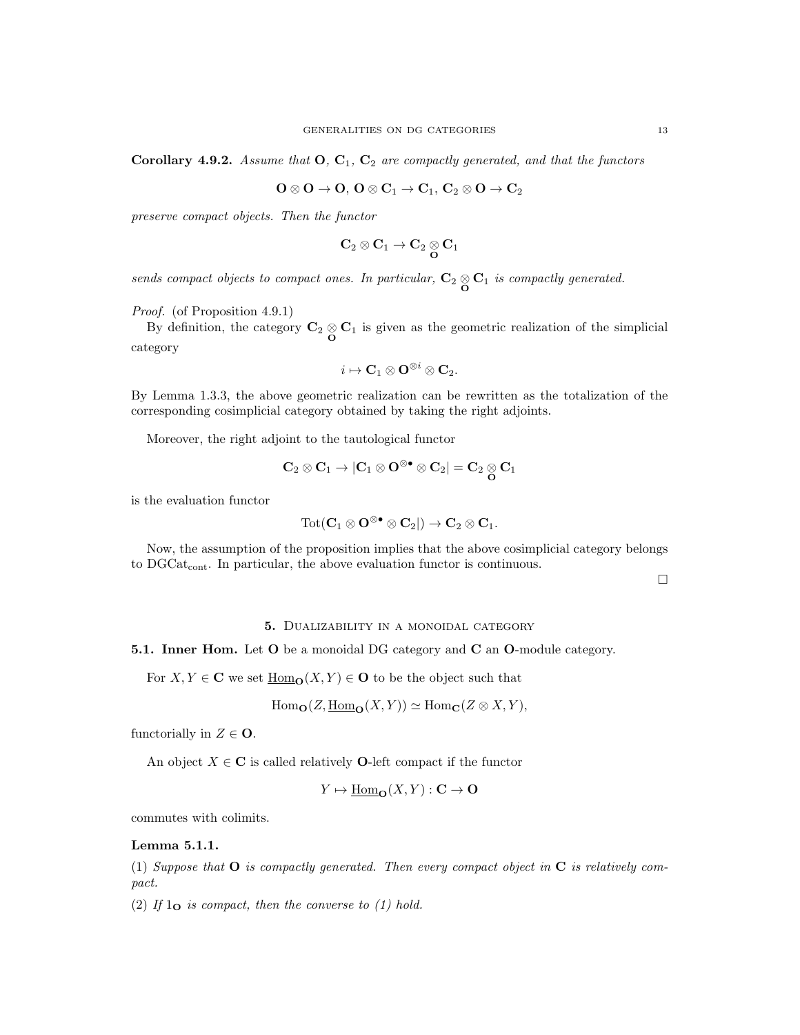**Corollary 4.9.2.** *Assume that* $\mathbf{O}$*,* $\mathbf{C}_1$*,* $\mathbf{C}_2$ *are compactly generated, and that the functors*

$$\mathbf{O} \otimes \mathbf{O} \to \mathbf{O},\ \mathbf{O} \otimes \mathbf{C}_1 \to \mathbf{C}_1,\ \mathbf{C}_2 \otimes \mathbf{O} \to \mathbf{C}_2$$

*preserve compact objects. Then the functor*

$$\mathbf{C}_2 \otimes \mathbf{C}_1 \to \mathbf{C}_2 \underset{\mathbf{O}}{\otimes} \mathbf{C}_1$$

*sends compact objects to compact ones. In particular,* $\mathbf{C}_2 \underset{\mathbf{O}}{\otimes} \mathbf{C}_1$ *is compactly generated.*

*Proof.* (of Proposition 4.9.1)

By definition, the category $\mathbf{C}_2 \underset{\mathbf{O}}{\otimes} \mathbf{C}_1$ is given as the geometric realization of the simplicial category

$$i \mapsto \mathbf{C}_1 \otimes \mathbf{O}^{\otimes i} \otimes \mathbf{C}_2.$$

By Lemma 1.3.3, the above geometric realization can be rewritten as the totalization of the corresponding cosimplicial category obtained by taking the right adjoints.

Moreover, the right adjoint to the tautological functor

$$\mathbf{C}_2 \otimes \mathbf{C}_1 \to |\mathbf{C}_1 \otimes \mathbf{O}^{\otimes \bullet} \otimes \mathbf{C}_2| = \mathbf{C}_2 \underset{\mathbf{O}}{\otimes} \mathbf{C}_1$$

is the evaluation functor

$$\mathrm{Tot}(\mathbf{C}_1 \otimes \mathbf{O}^{\otimes \bullet} \otimes \mathbf{C}_2|) \to \mathbf{C}_2 \otimes \mathbf{C}_1.$$

Now, the assumption of the proposition implies that the above cosimplicial category belongs to $\mathrm{DGCat}_{\mathrm{cont}}$. In particular, the above evaluation functor is continuous.

□

## 5. Dualizability in a monoidal category

**5.1. Inner Hom.** Let $\mathbf{O}$ be a monoidal DG category and $\mathbf{C}$ an $\mathbf{O}$-module category.

For $X, Y \in \mathbf{C}$ we set $\underline{\mathrm{Hom}}_{\mathbf{O}}(X, Y) \in \mathbf{O}$ to be the object such that

$$\mathrm{Hom}_{\mathbf{O}}(Z, \underline{\mathrm{Hom}}_{\mathbf{O}}(X, Y)) \simeq \mathrm{Hom}_{\mathbf{C}}(Z \otimes X, Y),$$

functorially in $Z \in \mathbf{O}$.

An object $X \in \mathbf{C}$ is called relatively $\mathbf{O}$-left compact if the functor

$$Y \mapsto \underline{\mathrm{Hom}}_{\mathbf{O}}(X, Y) : \mathbf{C} \to \mathbf{O}$$

commutes with colimits.

**Lemma 5.1.1.**

(1) *Suppose that* $\mathbf{O}$ *is compactly generated. Then every compact object in* $\mathbf{C}$ *is relatively compact.*

(2) *If* $1_{\mathbf{O}}$ *is compact, then the converse to (1) hold.*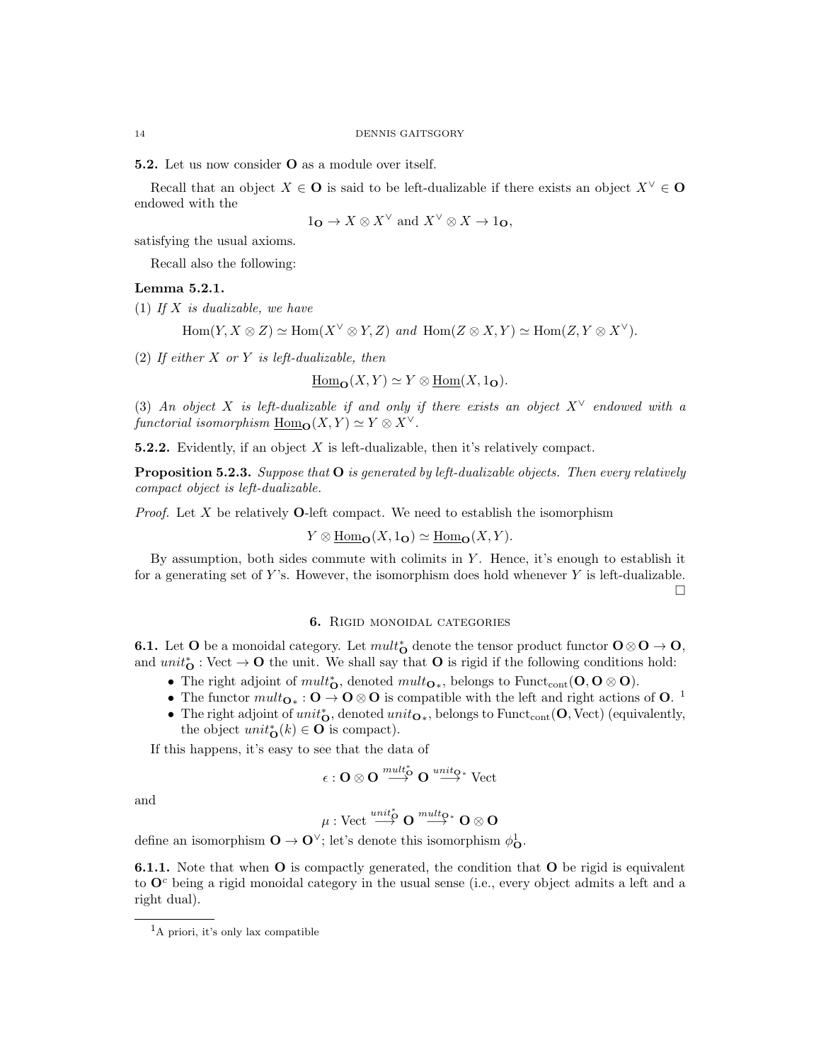**5.2.** Let us now consider $\mathbf{O}$ as a module over itself.

Recall that an object $X \in \mathbf{O}$ is said to be left-dualizable if there exists an object $X^\vee \in \mathbf{O}$ endowed with the

$$1_{\mathbf{O}} \to X \otimes X^\vee \text{ and } X^\vee \otimes X \to 1_{\mathbf{O}},$$

satisfying the usual axioms.

Recall also the following:

**Lemma 5.2.1.**

(1) *If $X$ is dualizable, we have*

$$\operatorname{Hom}(Y, X \otimes Z) \simeq \operatorname{Hom}(X^\vee \otimes Y, Z) \text{ and } \operatorname{Hom}(Z \otimes X, Y) \simeq \operatorname{Hom}(Z, Y \otimes X^\vee).$$

(2) *If either $X$ or $Y$ is left-dualizable, then*

$$\underline{\operatorname{Hom}}_{\mathbf{O}}(X, Y) \simeq Y \otimes \underline{\operatorname{Hom}}(X, 1_{\mathbf{O}}).$$

(3) *An object $X$ is left-dualizable if and only if there exists an object $X^\vee$ endowed with a functorial isomorphism $\underline{\operatorname{Hom}}_{\mathbf{O}}(X, Y) \simeq Y \otimes X^\vee$.*

**5.2.2.** Evidently, if an object $X$ is left-dualizable, then it's relatively compact.

**Proposition 5.2.3.** *Suppose that $\mathbf{O}$ is generated by left-dualizable objects. Then every relatively compact object is left-dualizable.*

*Proof.* Let $X$ be relatively $\mathbf{O}$-left compact. We need to establish the isomorphism

$$Y \otimes \underline{\operatorname{Hom}}_{\mathbf{O}}(X, 1_{\mathbf{O}}) \simeq \underline{\operatorname{Hom}}_{\mathbf{O}}(X, Y).$$

By assumption, both sides commute with colimits in $Y$. Hence, it's enough to establish it for a generating set of $Y$'s. However, the isomorphism does hold whenever $Y$ is left-dualizable. □

## 6. Rigid monoidal categories

**6.1.** Let $\mathbf{O}$ be a monoidal category. Let $mult^*_{\mathbf{O}}$ denote the tensor product functor $\mathbf{O} \otimes \mathbf{O} \to \mathbf{O}$, and $unit^*_{\mathbf{O}} : \operatorname{Vect} \to \mathbf{O}$ the unit. We shall say that $\mathbf{O}$ is rigid if the following conditions hold:

- The right adjoint of $mult^*_{\mathbf{O}}$, denoted $mult_{\mathbf{O}*}$, belongs to $\operatorname{Funct}_{\operatorname{cont}}(\mathbf{O}, \mathbf{O} \otimes \mathbf{O})$.
- The functor $mult_{\mathbf{O}*} : \mathbf{O} \to \mathbf{O} \otimes \mathbf{O}$ is compatible with the left and right actions of $\mathbf{O}$. [1]
- The right adjoint of $unit^*_{\mathbf{O}}$, denoted $unit_{\mathbf{O}*}$, belongs to $\operatorname{Funct}_{\operatorname{cont}}(\mathbf{O}, \operatorname{Vect})$ (equivalently, the object $unit^*_{\mathbf{O}}(k) \in \mathbf{O}$ is compact).

If this happens, it's easy to see that the data of

$$\epsilon : \mathbf{O} \otimes \mathbf{O} \overset{mult^*_{\mathbf{O}}}{\longrightarrow} \mathbf{O} \overset{unit_{\mathbf{O}*}}{\longrightarrow} \operatorname{Vect}$$

and

$$\mu : \operatorname{Vect} \overset{unit^*_{\mathbf{O}}}{\longrightarrow} \mathbf{O} \overset{mult_{\mathbf{O}*}}{\longrightarrow} \mathbf{O} \otimes \mathbf{O}$$

define an isomorphism $\mathbf{O} \to \mathbf{O}^\vee$; let's denote this isomorphism $\phi^1_{\mathbf{O}}$.

**6.1.1.** Note that when $\mathbf{O}$ is compactly generated, the condition that $\mathbf{O}$ be rigid is equivalent to $\mathbf{O}^c$ being a rigid monoidal category in the usual sense (i.e., every object admits a left and a right dual).

[1] A priori, it's only lax compatible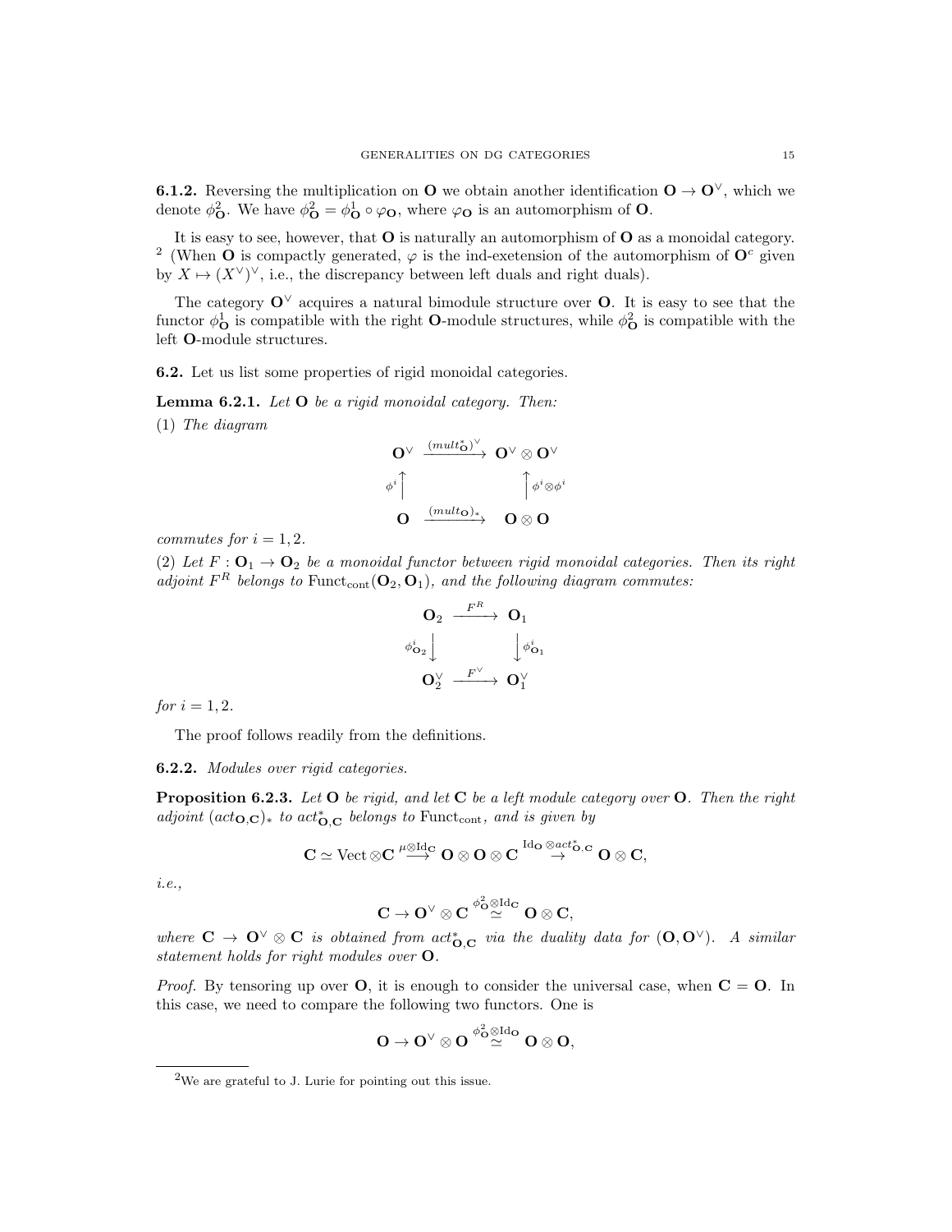**6.1.2.** Reversing the multiplication on $\mathbf{O}$ we obtain another identification $\mathbf{O} \to \mathbf{O}^\vee$, which we denote $\phi^2_{\mathbf{O}}$. We have $\phi^2_{\mathbf{O}} = \phi^1_{\mathbf{O}} \circ \varphi_{\mathbf{O}}$, where $\varphi_{\mathbf{O}}$ is an automorphism of $\mathbf{O}$.

It is easy to see, however, that $\mathbf{O}$ is naturally an automorphism of $\mathbf{O}$ as a monoidal category. [2] (When $\mathbf{O}$ is compactly generated, $\varphi$ is the ind-exetension of the automorphism of $\mathbf{O}^c$ given by $X \mapsto (X^\vee)^\vee$, i.e., the discrepancy between left duals and right duals).

The category $\mathbf{O}^\vee$ acquires a natural bimodule structure over $\mathbf{O}$. It is easy to see that the functor $\phi^1_{\mathbf{O}}$ is compatible with the right $\mathbf{O}$-module structures, while $\phi^2_{\mathbf{O}}$ is compatible with the left $\mathbf{O}$-module structures.

**6.2.** Let us list some properties of rigid monoidal categories.

**Lemma 6.2.1.** *Let $\mathbf{O}$ be a rigid monoidal category. Then:*

(1) *The diagram*

$$\begin{array}{ccc}
\mathbf{O}^\vee & \xrightarrow{(mult^*_{\mathbf{O}})^\vee} & \mathbf{O}^\vee \otimes \mathbf{O}^\vee \\
\phi^i \uparrow & & \uparrow \phi^i \otimes \phi^i \\
\mathbf{O} & \xrightarrow{(mult_{\mathbf{O}})_*} & \mathbf{O} \otimes \mathbf{O}
\end{array}$$

*commutes for $i = 1, 2$.*

(2) *Let $F : \mathbf{O}_1 \to \mathbf{O}_2$ be a monoidal functor between rigid monoidal categories. Then its right adjoint $F^R$ belongs to $\mathrm{Funct}_{\mathrm{cont}}(\mathbf{O}_2, \mathbf{O}_1)$, and the following diagram commutes:*

$$\begin{array}{ccc}
\mathbf{O}_2 & \xrightarrow{F^R} & \mathbf{O}_1 \\
\phi^i_{\mathbf{O}_2} \downarrow & & \downarrow \phi^i_{\mathbf{O}_1} \\
\mathbf{O}_2^\vee & \xrightarrow{F^\vee} & \mathbf{O}_1^\vee
\end{array}$$

*for $i = 1, 2$.*

The proof follows readily from the definitions.

**6.2.2.** *Modules over rigid categories.*

**Proposition 6.2.3.** *Let $\mathbf{O}$ be rigid, and let $\mathbf{C}$ be a left module category over $\mathbf{O}$. Then the right adjoint $(act_{\mathbf{O},\mathbf{C}})_*$ to $act^*_{\mathbf{O},\mathbf{C}}$ belongs to $\mathrm{Funct}_{\mathrm{cont}}$, and is given by*

$$\mathbf{C} \simeq \mathrm{Vect} \otimes \mathbf{C} \overset{\mu \otimes \mathrm{Id}_{\mathbf{C}}}{\longrightarrow} \mathbf{O} \otimes \mathbf{O} \otimes \mathbf{C} \overset{\mathrm{Id}_{\mathbf{O}} \otimes act^*_{\mathbf{O},\mathbf{C}}}{\to} \mathbf{O} \otimes \mathbf{C},$$

*i.e.,*

$$\mathbf{C} \to \mathbf{O}^\vee \otimes \mathbf{C} \overset{\phi^2_{\mathbf{O}} \otimes \mathrm{Id}_{\mathbf{C}}}{\simeq} \mathbf{O} \otimes \mathbf{C},$$

*where $\mathbf{C} \to \mathbf{O}^\vee \otimes \mathbf{C}$ is obtained from $act^*_{\mathbf{O},\mathbf{C}}$ via the duality data for $(\mathbf{O}, \mathbf{O}^\vee)$. A similar statement holds for right modules over $\mathbf{O}$.*

*Proof.* By tensoring up over $\mathbf{O}$, it is enough to consider the universal case, when $\mathbf{C} = \mathbf{O}$. In this case, we need to compare the following two functors. One is

$$\mathbf{O} \to \mathbf{O}^\vee \otimes \mathbf{O} \overset{\phi^2_{\mathbf{O}} \otimes \mathrm{Id}_{\mathbf{O}}}{\simeq} \mathbf{O} \otimes \mathbf{O},$$

[2] We are grateful to J. Lurie for pointing out this issue.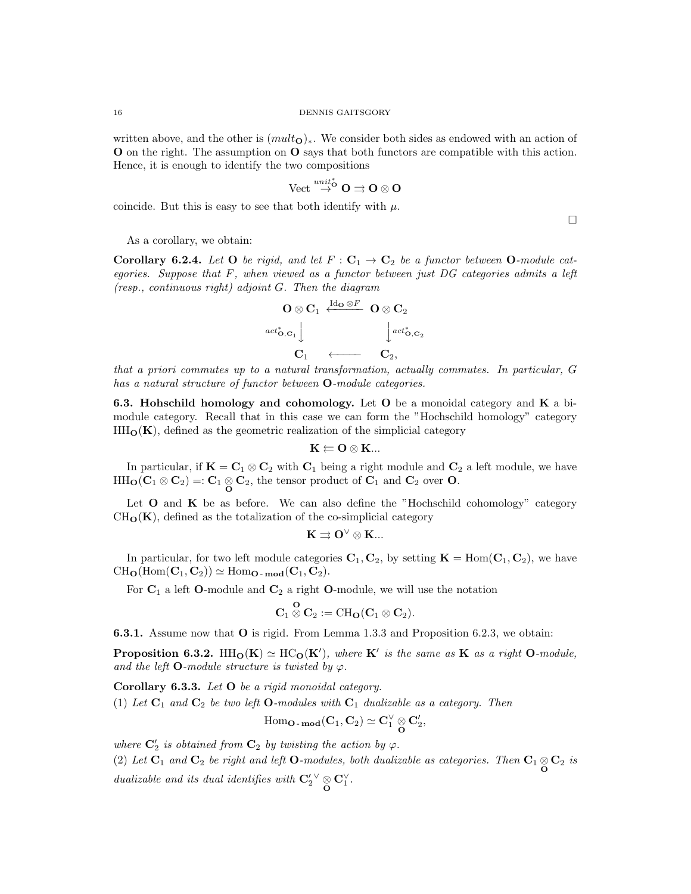written above, and the other is $(mult_{\mathbf{O}})_*$. We consider both sides as endowed with an action of $\mathbf{O}$ on the right. The assumption on $\mathbf{O}$ says that both functors are compatible with this action. Hence, it is enough to identify the two compositions

$$\text{Vect} \overset{unit^*_{\mathbf{O}}}{\to} \mathbf{O} \rightrightarrows \mathbf{O} \otimes \mathbf{O}$$

coincide. But this is easy to see that both identify with $\mu$.

□

As a corollary, we obtain:

**Corollary 6.2.4.** *Let $\mathbf{O}$ be rigid, and let $F : \mathbf{C}_1 \to \mathbf{C}_2$ be a functor between $\mathbf{O}$-module categories. Suppose that $F$, when viewed as a functor between just DG categories admits a left (resp., continuous right) adjoint $G$. Then the diagram*

$$\begin{array}{ccc}
\mathbf{O} \otimes \mathbf{C}_1 & \xleftarrow{\text{Id}_{\mathbf{O}} \otimes F} & \mathbf{O} \otimes \mathbf{C}_2 \\
{\scriptstyle act^*_{\mathbf{O},\mathbf{C}_1}} \downarrow & & \downarrow {\scriptstyle act^*_{\mathbf{O},\mathbf{C}_2}} \\
\mathbf{C}_1 & \longleftarrow & \mathbf{C}_2,
\end{array}$$

*that a priori commutes up to a natural transformation, actually commutes. In particular, $G$ has a natural structure of functor between $\mathbf{O}$-module categories.*

**6.3. Hohschild homology and cohomology.** Let $\mathbf{O}$ be a monoidal category and $\mathbf{K}$ a bimodule category. Recall that in this case we can form the "Hochschild homology" category $\text{HH}_{\mathbf{O}}(\mathbf{K})$, defined as the geometric realization of the simplicial category

$$\mathbf{K} \leftleftarrows \mathbf{O} \otimes \mathbf{K}...$$

In particular, if $\mathbf{K} = \mathbf{C}_1 \otimes \mathbf{C}_2$ with $\mathbf{C}_1$ being a right module and $\mathbf{C}_2$ a left module, we have $\text{HH}_{\mathbf{O}}(\mathbf{C}_1 \otimes \mathbf{C}_2) =: \mathbf{C}_1 \underset{\mathbf{O}}{\otimes} \mathbf{C}_2$, the tensor product of $\mathbf{C}_1$ and $\mathbf{C}_2$ over $\mathbf{O}$.

Let $\mathbf{O}$ and $\mathbf{K}$ be as before. We can also define the "Hochschild cohomology" category $\text{CH}_{\mathbf{O}}(\mathbf{K})$, defined as the totalization of the co-simplicial category

$$\mathbf{K} \rightrightarrows \mathbf{O}^\vee \otimes \mathbf{K}...$$

In particular, for two left module categories $\mathbf{C}_1, \mathbf{C}_2$, by setting $\mathbf{K} = \text{Hom}(\mathbf{C}_1, \mathbf{C}_2)$, we have $\text{CH}_{\mathbf{O}}(\text{Hom}(\mathbf{C}_1, \mathbf{C}_2)) \simeq \text{Hom}_{\mathbf{O}\text{-}\mathbf{mod}}(\mathbf{C}_1, \mathbf{C}_2)$.

For $\mathbf{C}_1$ a left $\mathbf{O}$-module and $\mathbf{C}_2$ a right $\mathbf{O}$-module, we will use the notation

$$\mathbf{C}_1 \overset{\mathbf{O}}{\otimes} \mathbf{C}_2 := \text{CH}_{\mathbf{O}}(\mathbf{C}_1 \otimes \mathbf{C}_2).$$

**6.3.1.** Assume now that $\mathbf{O}$ is rigid. From Lemma 1.3.3 and Proposition 6.2.3, we obtain:

**Proposition 6.3.2.** *$\text{HH}_{\mathbf{O}}(\mathbf{K}) \simeq \text{HC}_{\mathbf{O}}(\mathbf{K}')$, where $\mathbf{K}'$ is the same as $\mathbf{K}$ as a right $\mathbf{O}$-module, and the left $\mathbf{O}$-module structure is twisted by $\varphi$.*

**Corollary 6.3.3.** *Let $\mathbf{O}$ be a rigid monoidal category.*
*(1) Let $\mathbf{C}_1$ and $\mathbf{C}_2$ be two left $\mathbf{O}$-modules with $\mathbf{C}_1$ dualizable as a category. Then*

$$\text{Hom}_{\mathbf{O}\text{-}\mathbf{mod}}(\mathbf{C}_1, \mathbf{C}_2) \simeq \mathbf{C}_1^\vee \underset{\mathbf{O}}{\otimes} \mathbf{C}_2',$$

*where $\mathbf{C}_2'$ is obtained from $\mathbf{C}_2$ by twisting the action by $\varphi$.*
*(2) Let $\mathbf{C}_1$ and $\mathbf{C}_2$ be right and left $\mathbf{O}$-modules, both dualizable as categories. Then $\mathbf{C}_1 \underset{\mathbf{O}}{\otimes} \mathbf{C}_2$ is dualizable and its dual identifies with $\mathbf{C}_2'^\vee \underset{\mathbf{O}}{\otimes} \mathbf{C}_1^\vee$.*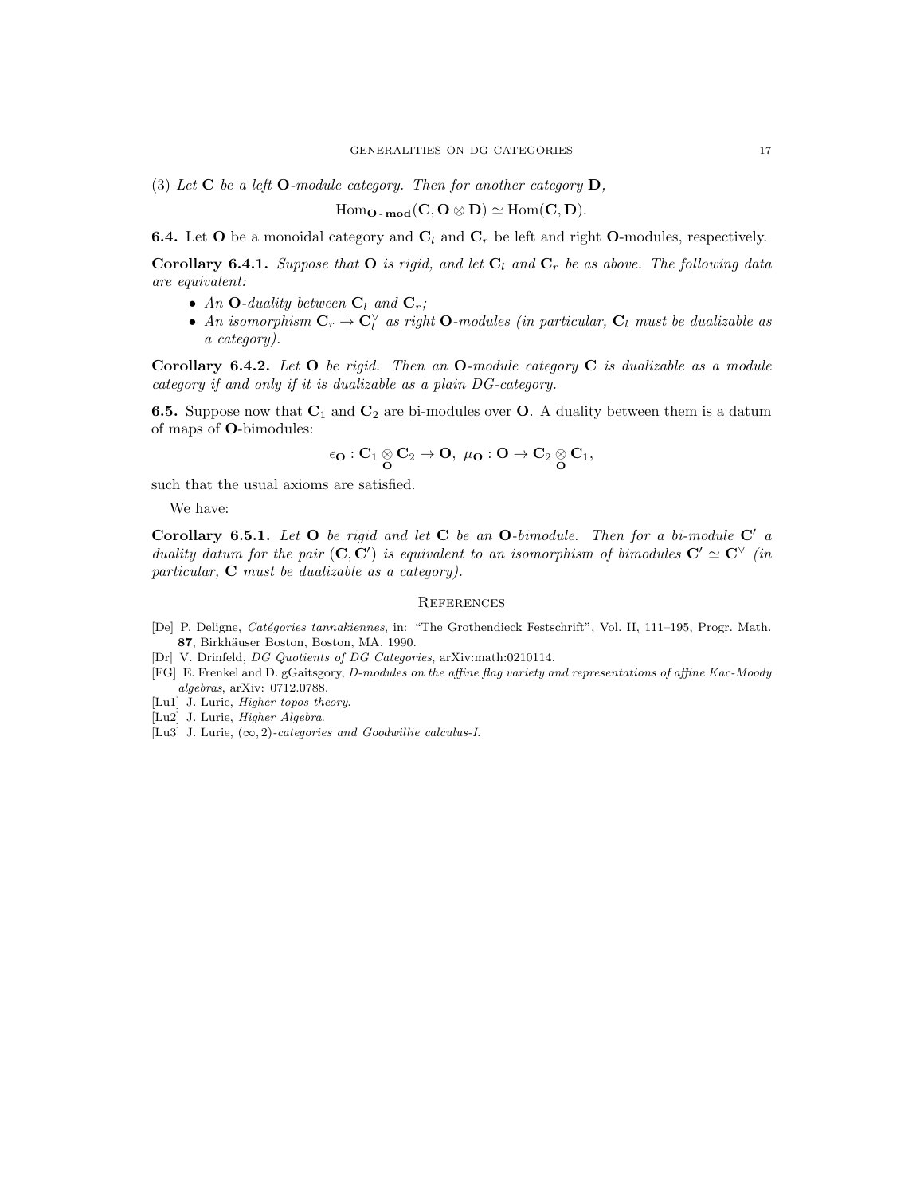(3) *Let* $\mathbf{C}$ *be a left* $\mathbf{O}$*-module category. Then for another category* $\mathbf{D}$*,*

$$\mathrm{Hom}_{\mathbf{O}\text{-}\mathbf{mod}}(\mathbf{C}, \mathbf{O} \otimes \mathbf{D}) \simeq \mathrm{Hom}(\mathbf{C}, \mathbf{D}).$$

**6.4.** Let $\mathbf{O}$ be a monoidal category and $\mathbf{C}_l$ and $\mathbf{C}_r$ be left and right $\mathbf{O}$-modules, respectively.

**Corollary 6.4.1.** *Suppose that* $\mathbf{O}$ *is rigid, and let* $\mathbf{C}_l$ *and* $\mathbf{C}_r$ *be as above. The following data are equivalent:*

- *An* $\mathbf{O}$*-duality between* $\mathbf{C}_l$ *and* $\mathbf{C}_r$*;*
- *An isomorphism* $\mathbf{C}_r \to \mathbf{C}_l^\vee$ *as right* $\mathbf{O}$*-modules (in particular,* $\mathbf{C}_l$ *must be dualizable as a category).*

**Corollary 6.4.2.** *Let* $\mathbf{O}$ *be rigid. Then an* $\mathbf{O}$*-module category* $\mathbf{C}$ *is dualizable as a module category if and only if it is dualizable as a plain DG-category.*

**6.5.** Suppose now that $\mathbf{C}_1$ and $\mathbf{C}_2$ are bi-modules over $\mathbf{O}$. A duality between them is a datum of maps of $\mathbf{O}$-bimodules:

$$\epsilon_{\mathbf{O}} : \mathbf{C}_1 \underset{\mathbf{O}}{\otimes} \mathbf{C}_2 \to \mathbf{O},\ \mu_{\mathbf{O}} : \mathbf{O} \to \mathbf{C}_2 \underset{\mathbf{O}}{\otimes} \mathbf{C}_1,$$

such that the usual axioms are satisfied.

We have:

**Corollary 6.5.1.** *Let* $\mathbf{O}$ *be rigid and let* $\mathbf{C}$ *be an* $\mathbf{O}$*-bimodule. Then for a bi-module* $\mathbf{C}'$ *a duality datum for the pair* $(\mathbf{C}, \mathbf{C}')$ *is equivalent to an isomorphism of bimodules* $\mathbf{C}' \simeq \mathbf{C}^\vee$ *(in particular,* $\mathbf{C}$ *must be dualizable as a category).*

## References

[De] P. Deligne, *Catégories tannakiennes*, in: "The Grothendieck Festschrift", Vol. II, 111–195, Progr. Math. **87**, Birkhäuser Boston, Boston, MA, 1990.

[Dr] V. Drinfeld, *DG Quotients of DG Categories*, arXiv:math:0210114.

[FG] E. Frenkel and D. gGaitsgory, *D-modules on the affine flag variety and representations of affine Kac-Moody algebras*, arXiv: 0712.0788.

[Lu1] J. Lurie, *Higher topos theory*.

[Lu2] J. Lurie, *Higher Algebra*.

[Lu3] J. Lurie, $(\infty, 2)$*-categories and Goodwillie calculus-I*.